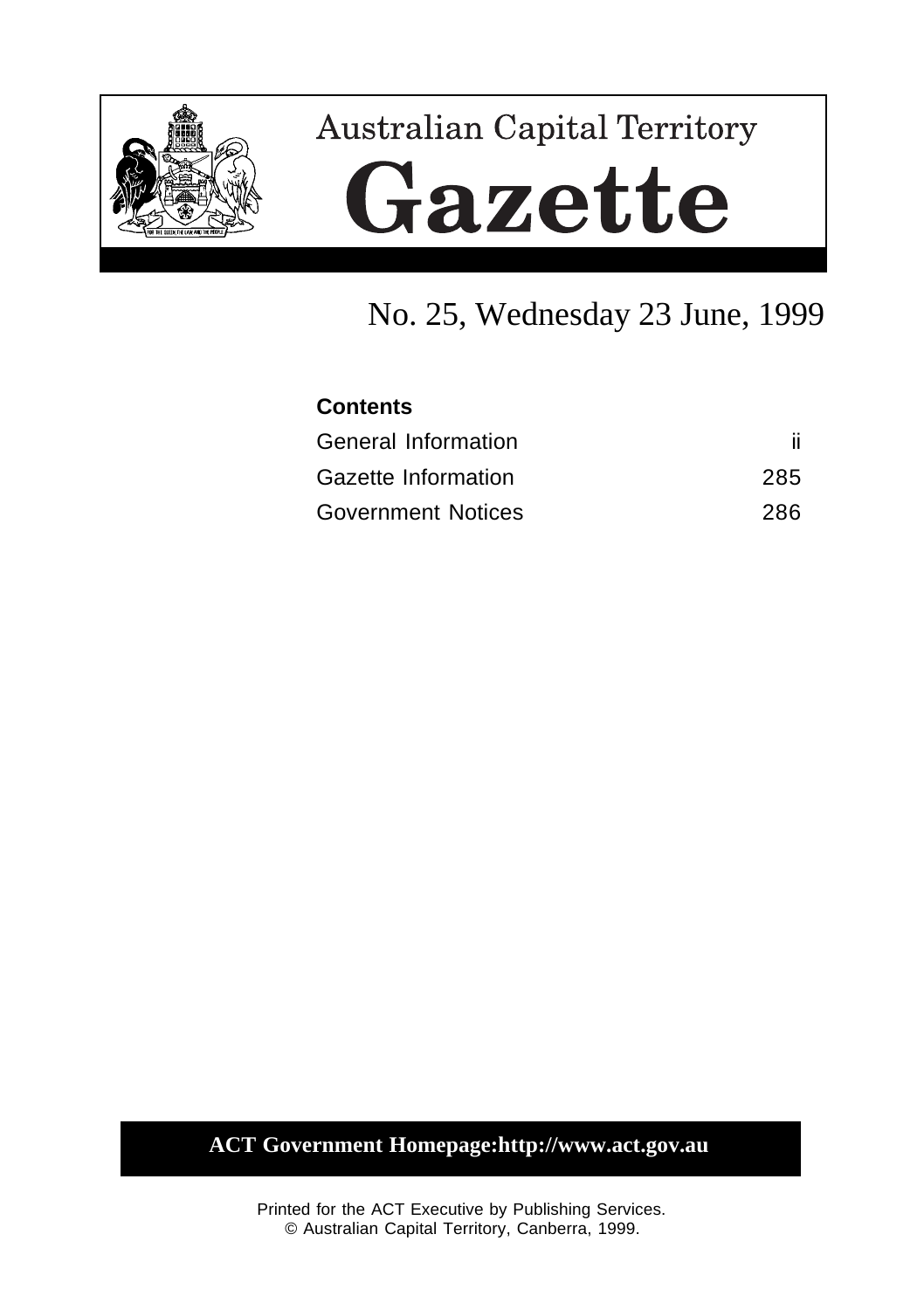# Australian Capital Territory

# Gazette

## No. 25, Wednesday 23 June, 1999

**Contents**

| | |
|---|---|
| General Information | ii |
| Gazette Information | 285 |
| Government Notices | 286 |

**ACT Government Homepage:http://www.act.gov.au**

Printed for the ACT Executive by Publishing Services.
© Australian Capital Territory, Canberra, 1999.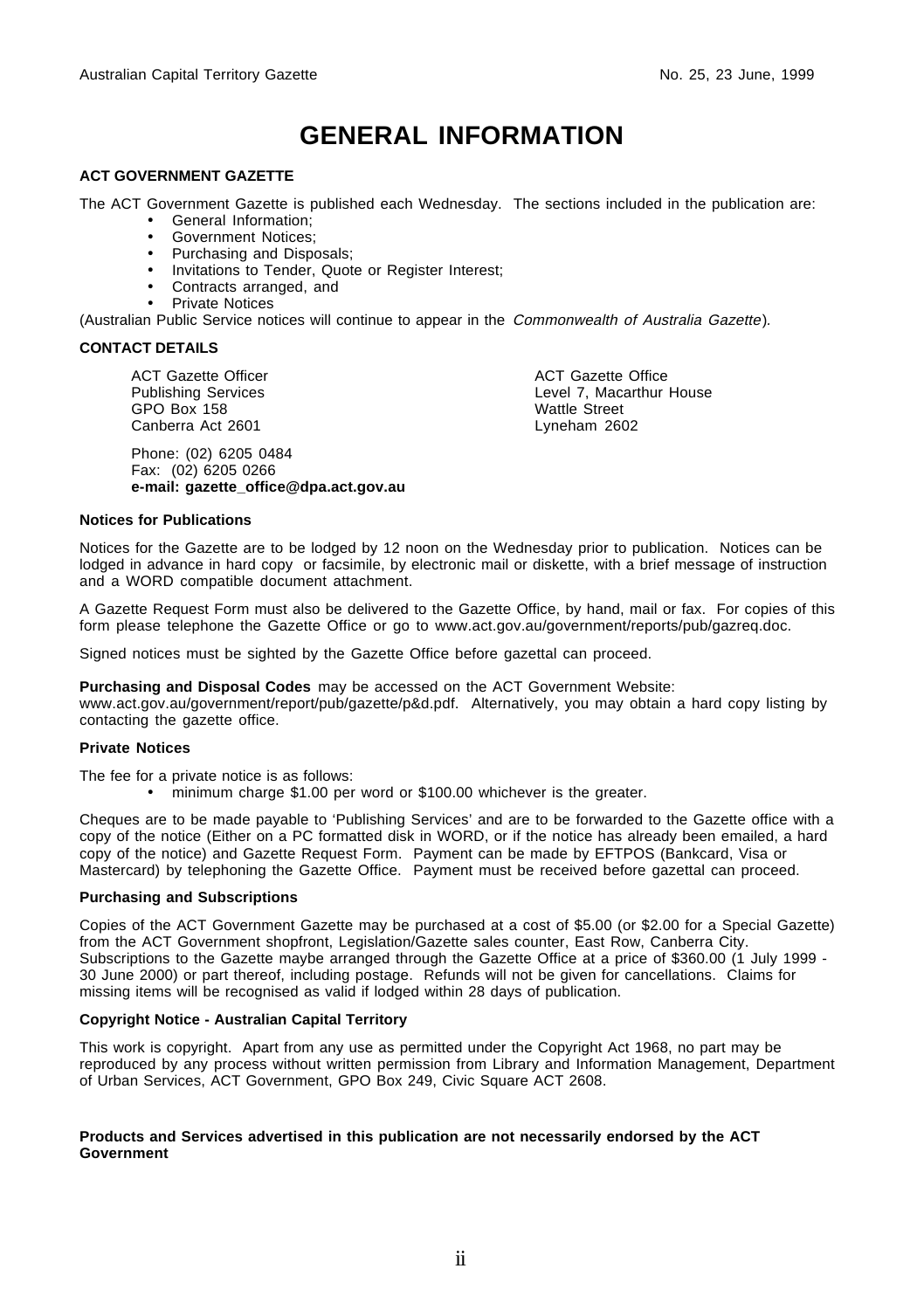# GENERAL INFORMATION

**ACT GOVERNMENT GAZETTE**

The ACT Government Gazette is published each Wednesday. The sections included in the publication are:

- General Information;
- Government Notices;
- Purchasing and Disposals;
- Invitations to Tender, Quote or Register Interest;
- Contracts arranged, and
- Private Notices

(Australian Public Service notices will continue to appear in the *Commonwealth of Australia Gazette*).

**CONTACT DETAILS**

ACT Gazette Officer
Publishing Services
GPO Box 158
Canberra Act 2601

ACT Gazette Office
Level 7, Macarthur House
Wattle Street
Lyneham 2602

Phone: (02) 6205 0484
Fax: (02) 6205 0266
**e-mail: gazette_office@dpa.act.gov.au**

**Notices for Publications**

Notices for the Gazette are to be lodged by 12 noon on the Wednesday prior to publication. Notices can be lodged in advance in hard copy or facsimile, by electronic mail or diskette, with a brief message of instruction and a WORD compatible document attachment.

A Gazette Request Form must also be delivered to the Gazette Office, by hand, mail or fax. For copies of this form please telephone the Gazette Office or go to www.act.gov.au/government/reports/pub/gazreq.doc.

Signed notices must be sighted by the Gazette Office before gazettal can proceed.

**Purchasing and Disposal Codes** may be accessed on the ACT Government Website: www.act.gov.au/government/report/pub/gazette/p&d.pdf. Alternatively, you may obtain a hard copy listing by contacting the gazette office.

**Private Notices**

The fee for a private notice is as follows:

- minimum charge $1.00 per word or $100.00 whichever is the greater.

Cheques are to be made payable to 'Publishing Services' and are to be forwarded to the Gazette office with a copy of the notice (Either on a PC formatted disk in WORD, or if the notice has already been emailed, a hard copy of the notice) and Gazette Request Form. Payment can be made by EFTPOS (Bankcard, Visa or Mastercard) by telephoning the Gazette Office. Payment must be received before gazettal can proceed.

**Purchasing and Subscriptions**

Copies of the ACT Government Gazette may be purchased at a cost of $5.00 (or $2.00 for a Special Gazette) from the ACT Government shopfront, Legislation/Gazette sales counter, East Row, Canberra City. Subscriptions to the Gazette maybe arranged through the Gazette Office at a price of $360.00 (1 July 1999 - 30 June 2000) or part thereof, including postage. Refunds will not be given for cancellations. Claims for missing items will be recognised as valid if lodged within 28 days of publication.

**Copyright Notice - Australian Capital Territory**

This work is copyright. Apart from any use as permitted under the Copyright Act 1968, no part may be reproduced by any process without written permission from Library and Information Management, Department of Urban Services, ACT Government, GPO Box 249, Civic Square ACT 2608.

**Products and Services advertised in this publication are not necessarily endorsed by the ACT Government**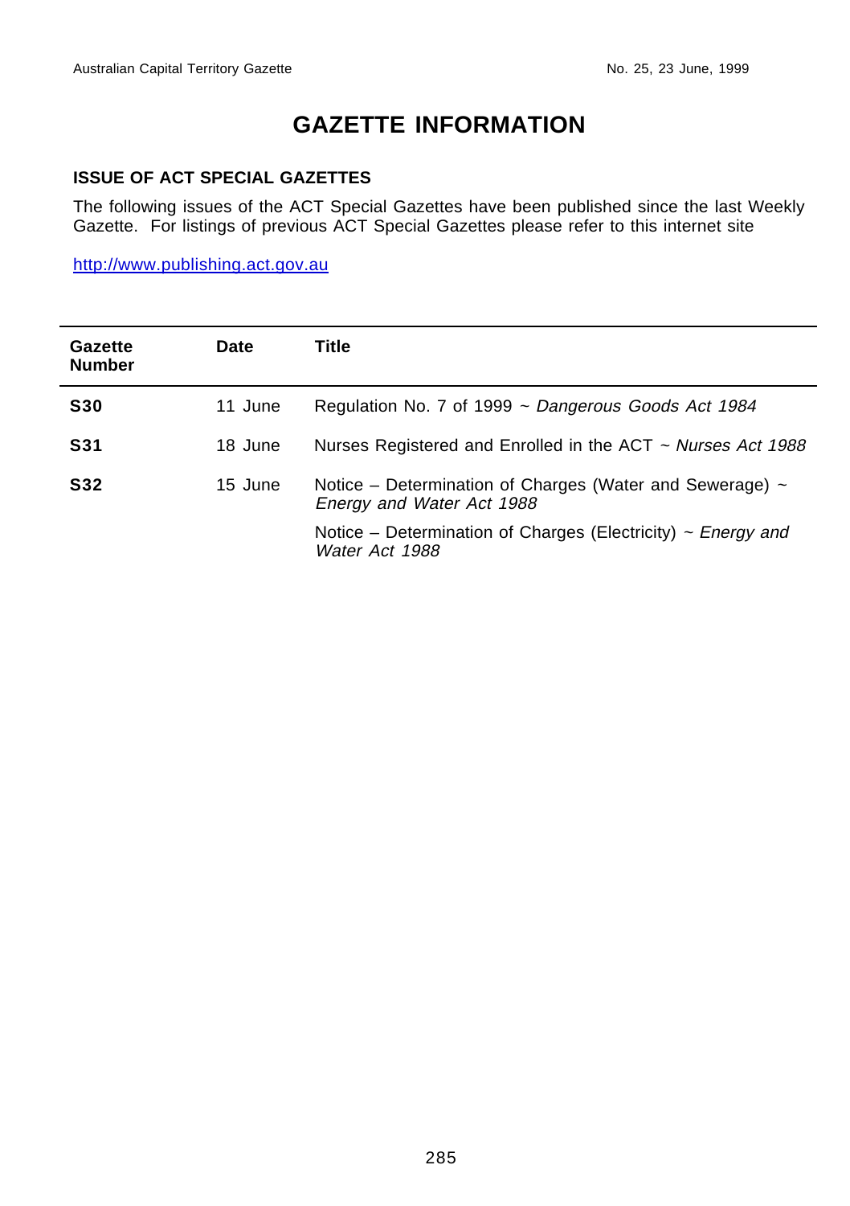# GAZETTE INFORMATION

## ISSUE OF ACT SPECIAL GAZETTES

The following issues of the ACT Special Gazettes have been published since the last Weekly Gazette. For listings of previous ACT Special Gazettes please refer to this internet site

http://www.publishing.act.gov.au

| Gazette Number | Date | Title |
|---|---|---|
| **S30** | 11 June | Regulation No. 7 of 1999 ~ *Dangerous Goods Act 1984* |
| **S31** | 18 June | Nurses Registered and Enrolled in the ACT ~ *Nurses Act 1988* |
| **S32** | 15 June | Notice – Determination of Charges (Water and Sewerage) ~ *Energy and Water Act 1988* |
| | | Notice – Determination of Charges (Electricity) ~ *Energy and Water Act 1988* |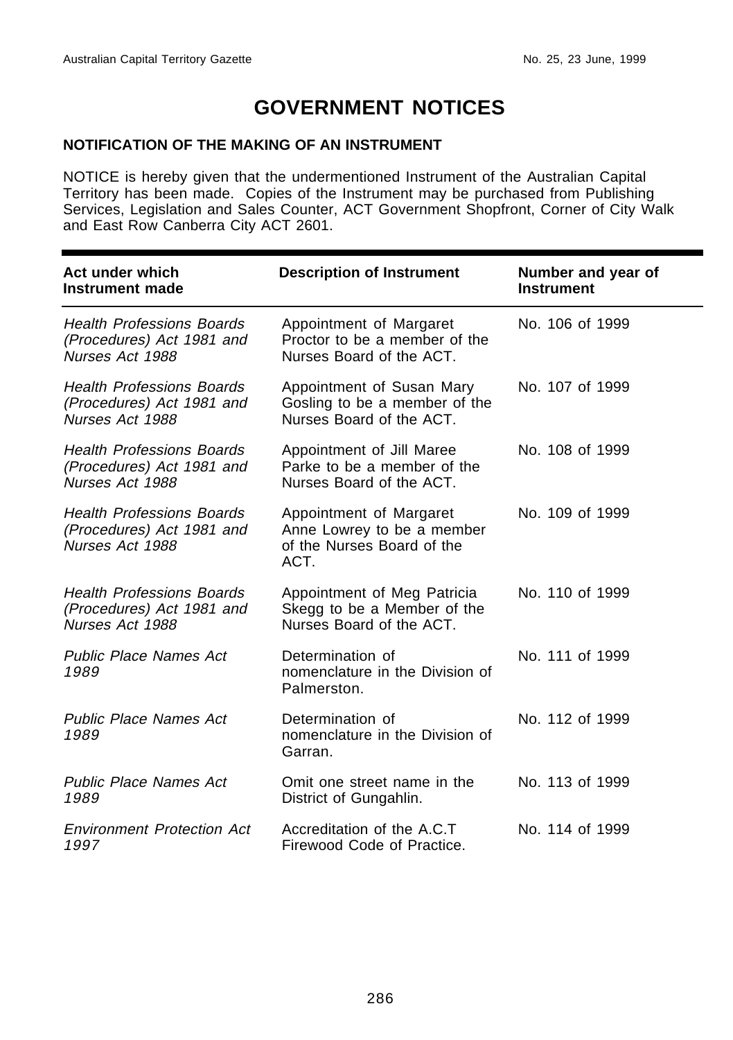# GOVERNMENT NOTICES

### NOTIFICATION OF THE MAKING OF AN INSTRUMENT

NOTICE is hereby given that the undermentioned Instrument of the Australian Capital Territory has been made. Copies of the Instrument may be purchased from Publishing Services, Legislation and Sales Counter, ACT Government Shopfront, Corner of City Walk and East Row Canberra City ACT 2601.

| Act under which Instrument made | Description of Instrument | Number and year of Instrument |
|---|---|---|
| *Health Professions Boards (Procedures) Act 1981 and Nurses Act 1988* | Appointment of Margaret Proctor to be a member of the Nurses Board of the ACT. | No. 106 of 1999 |
| *Health Professions Boards (Procedures) Act 1981 and Nurses Act 1988* | Appointment of Susan Mary Gosling to be a member of the Nurses Board of the ACT. | No. 107 of 1999 |
| *Health Professions Boards (Procedures) Act 1981 and Nurses Act 1988* | Appointment of Jill Maree Parke to be a member of the Nurses Board of the ACT. | No. 108 of 1999 |
| *Health Professions Boards (Procedures) Act 1981 and Nurses Act 1988* | Appointment of Margaret Anne Lowrey to be a member of the Nurses Board of the ACT. | No. 109 of 1999 |
| *Health Professions Boards (Procedures) Act 1981 and Nurses Act 1988* | Appointment of Meg Patricia Skegg to be a Member of the Nurses Board of the ACT. | No. 110 of 1999 |
| *Public Place Names Act 1989* | Determination of nomenclature in the Division of Palmerston. | No. 111 of 1999 |
| *Public Place Names Act 1989* | Determination of nomenclature in the Division of Garran. | No. 112 of 1999 |
| *Public Place Names Act 1989* | Omit one street name in the District of Gungahlin. | No. 113 of 1999 |
| *Environment Protection Act 1997* | Accreditation of the A.C.T Firewood Code of Practice. | No. 114 of 1999 |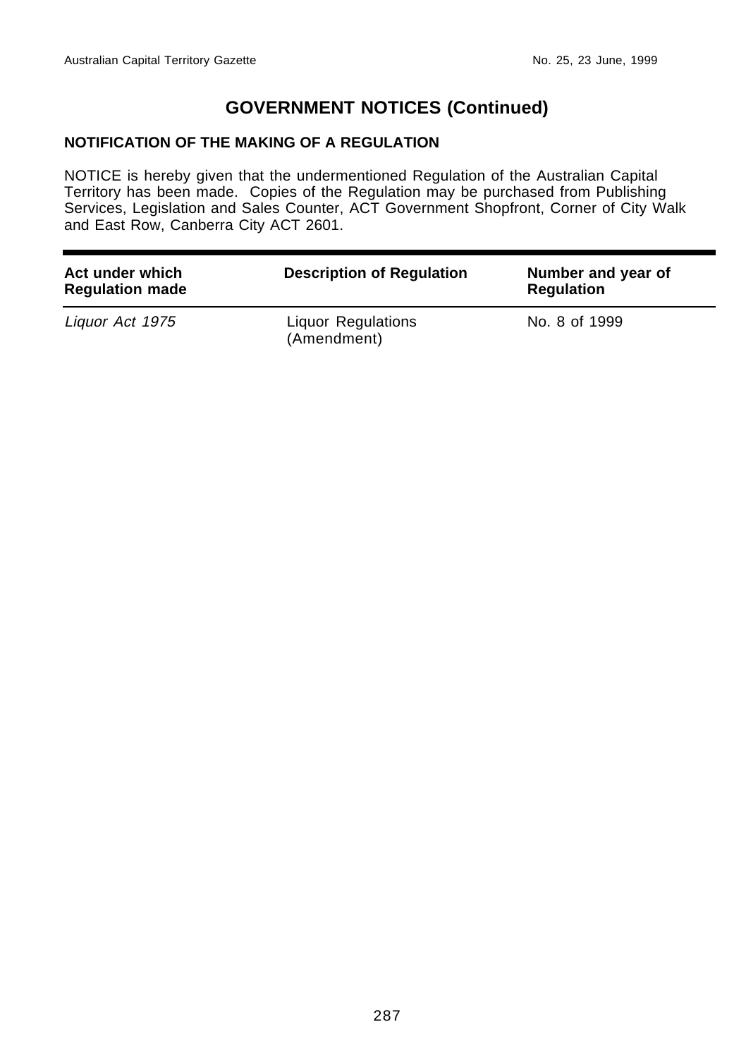## GOVERNMENT NOTICES (Continued)

### NOTIFICATION OF THE MAKING OF A REGULATION

NOTICE is hereby given that the undermentioned Regulation of the Australian Capital Territory has been made. Copies of the Regulation may be purchased from Publishing Services, Legislation and Sales Counter, ACT Government Shopfront, Corner of City Walk and East Row, Canberra City ACT 2601.

| Act under which Regulation made | Description of Regulation | Number and year of Regulation |
| --- | --- | --- |
| *Liquor Act 1975* | Liquor Regulations (Amendment) | No. 8 of 1999 |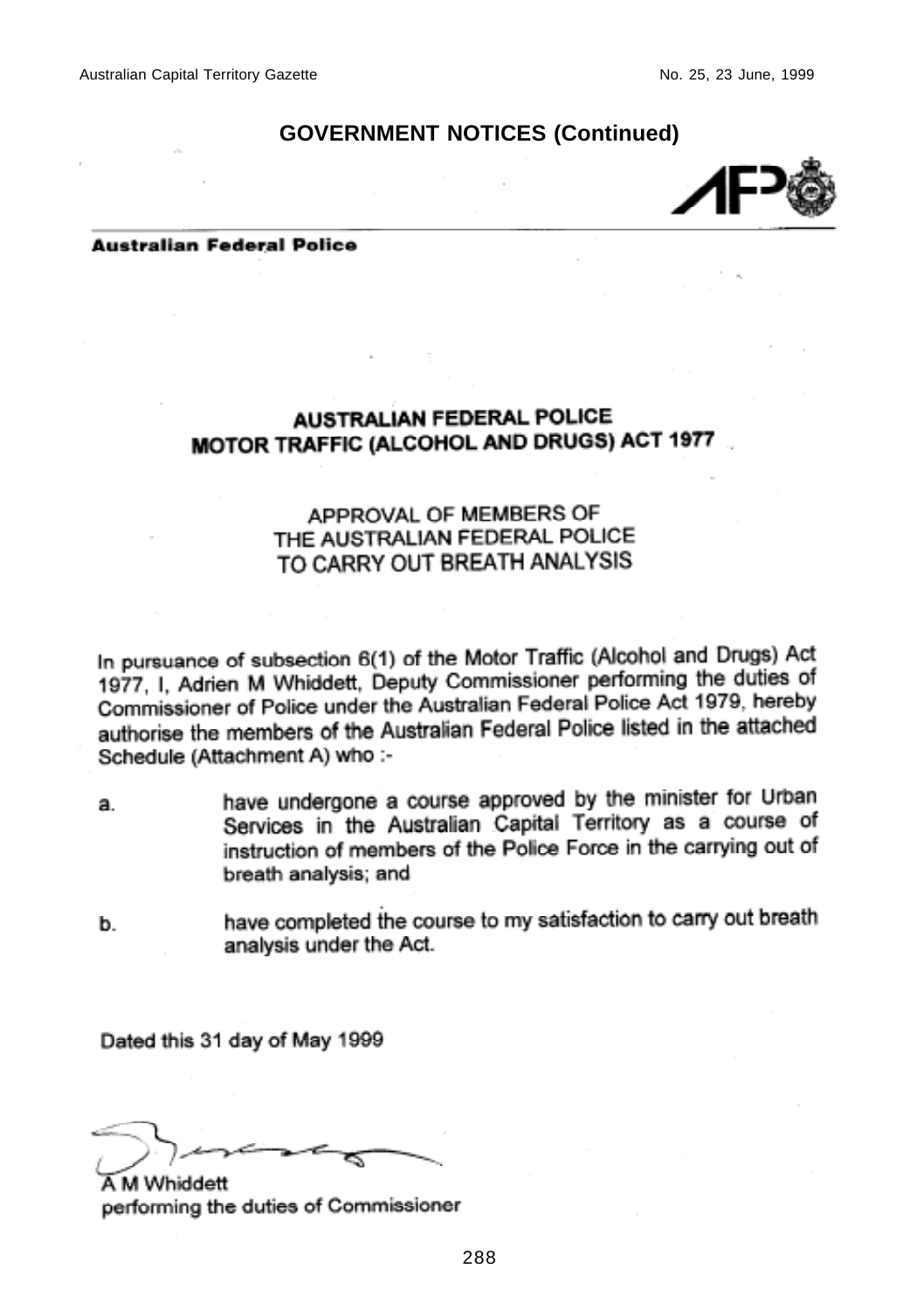## GOVERNMENT NOTICES (Continued)

**Australian Federal Police**

### AUSTRALIAN FEDERAL POLICE
### MOTOR TRAFFIC (ALCOHOL AND DRUGS) ACT 1977

APPROVAL OF MEMBERS OF
THE AUSTRALIAN FEDERAL POLICE
TO CARRY OUT BREATH ANALYSIS

In pursuance of subsection 6(1) of the Motor Traffic (Alcohol and Drugs) Act 1977, I, Adrien M Whiddett, Deputy Commissioner performing the duties of Commissioner of Police under the Australian Federal Police Act 1979, hereby authorise the members of the Australian Federal Police listed in the attached Schedule (Attachment A) who :-

a. have undergone a course approved by the minister for Urban Services in the Australian Capital Territory as a course of instruction of members of the Police Force in the carrying out of breath analysis; and

b. have completed the course to my satisfaction to carry out breath analysis under the Act.

Dated this 31 day of May 1999

A M Whiddett
performing the duties of Commissioner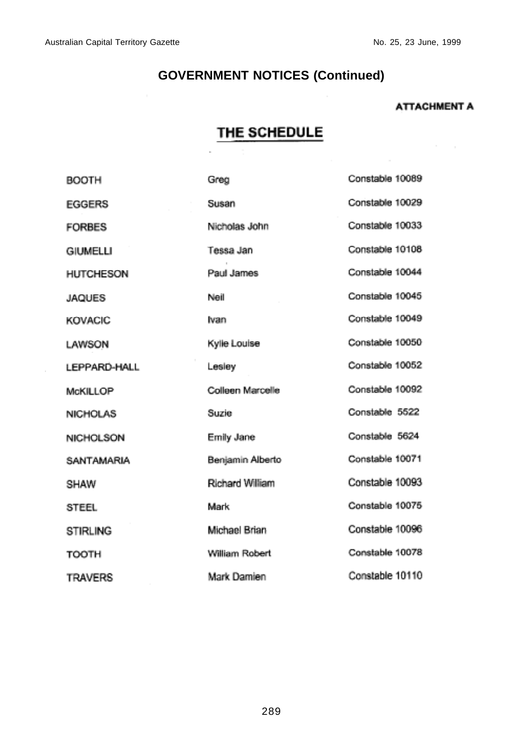## GOVERNMENT NOTICES (Continued)

**ATTACHMENT A**

### THE SCHEDULE

| | | |
|---|---|---|
| BOOTH | Greg | Constable 10089 |
| EGGERS | Susan | Constable 10029 |
| FORBES | Nicholas John | Constable 10033 |
| GIUMELLI | Tessa Jan | Constable 10108 |
| HUTCHESON | Paul James | Constable 10044 |
| JAQUES | Neil | Constable 10045 |
| KOVACIC | Ivan | Constable 10049 |
| LAWSON | Kylie Louise | Constable 10050 |
| LEPPARD-HALL | Lesley | Constable 10052 |
| McKILLOP | Colleen Marcelle | Constable 10092 |
| NICHOLAS | Suzie | Constable 5522 |
| NICHOLSON | Emily Jane | Constable 5624 |
| SANTAMARIA | Benjamin Alberto | Constable 10071 |
| SHAW | Richard William | Constable 10093 |
| STEEL | Mark | Constable 10075 |
| STIRLING | Michael Brian | Constable 10096 |
| TOOTH | William Robert | Constable 10078 |
| TRAVERS | Mark Damien | Constable 10110 |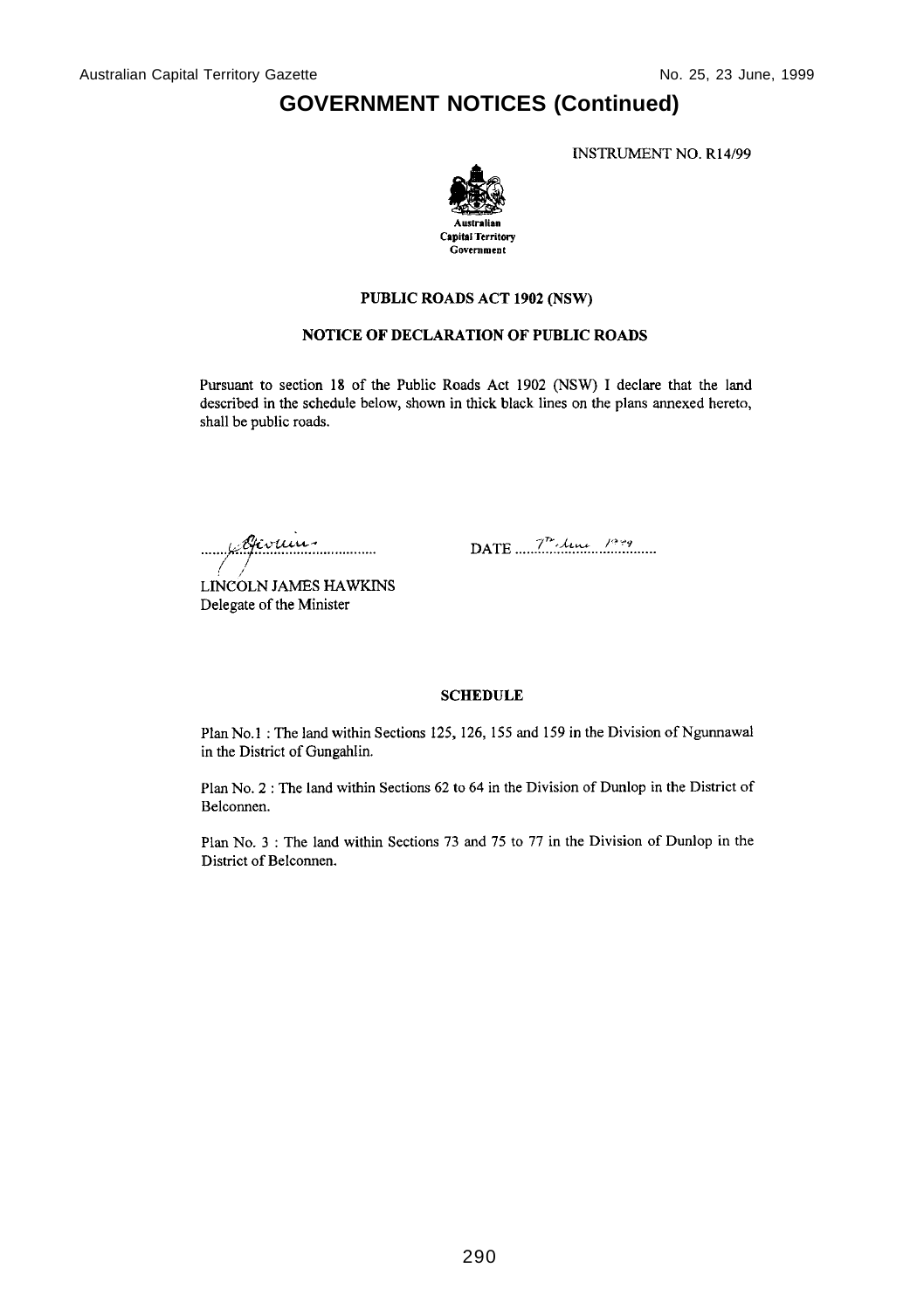# GOVERNMENT NOTICES (Continued)

INSTRUMENT NO. R14/99

Australian Capital Territory Government

**PUBLIC ROADS ACT 1902 (NSW)**

**NOTICE OF DECLARATION OF PUBLIC ROADS**

Pursuant to section 18 of the Public Roads Act 1902 (NSW) I declare that the land described in the schedule below, shown in thick black lines on the plans annexed hereto, shall be public roads.

..................................................

LINCOLN JAMES HAWKINS
Delegate of the Minister

DATE 7th June 1999

**SCHEDULE**

Plan No.1 : The land within Sections 125, 126, 155 and 159 in the Division of Ngunnawal in the District of Gungahlin.

Plan No. 2 : The land within Sections 62 to 64 in the Division of Dunlop in the District of Belconnen.

Plan No. 3 : The land within Sections 73 and 75 to 77 in the Division of Dunlop in the District of Belconnen.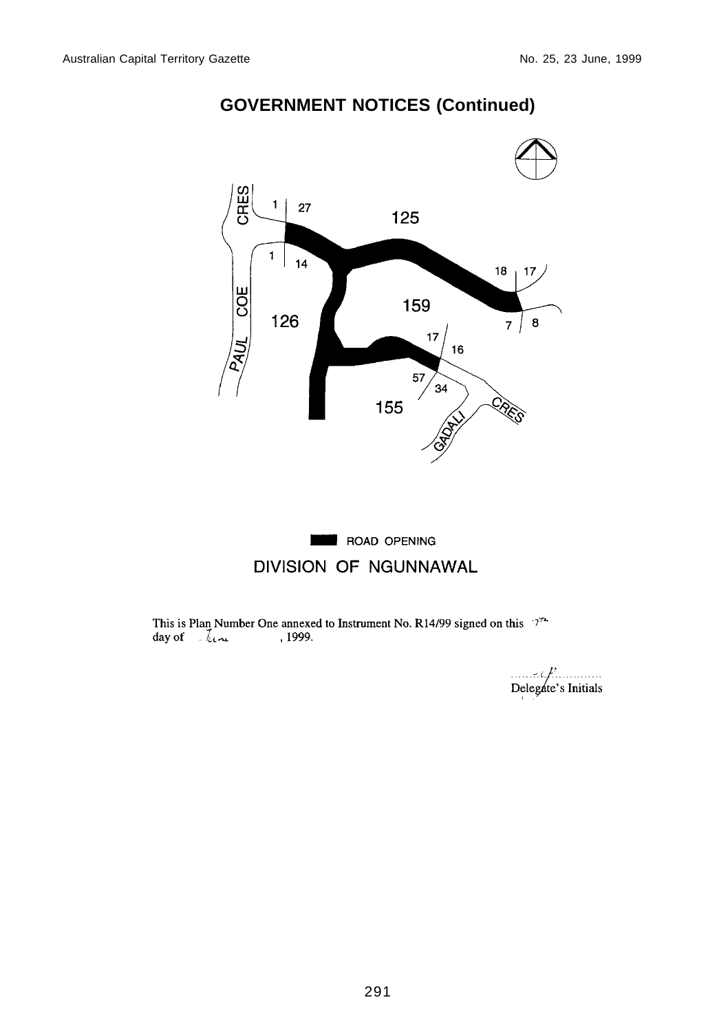## GOVERNMENT NOTICES (Continued)

CRES
1
27
125
1
14
18
17
PAUL COE
159
126
7
8
17
16
57
34
155
GADALI
CRES

ROAD OPENING

DIVISION OF NGUNNAWAL

This is Plan Number One annexed to Instrument No. R14/99 signed on this 7th day of June, 1999.

Delegate's Initials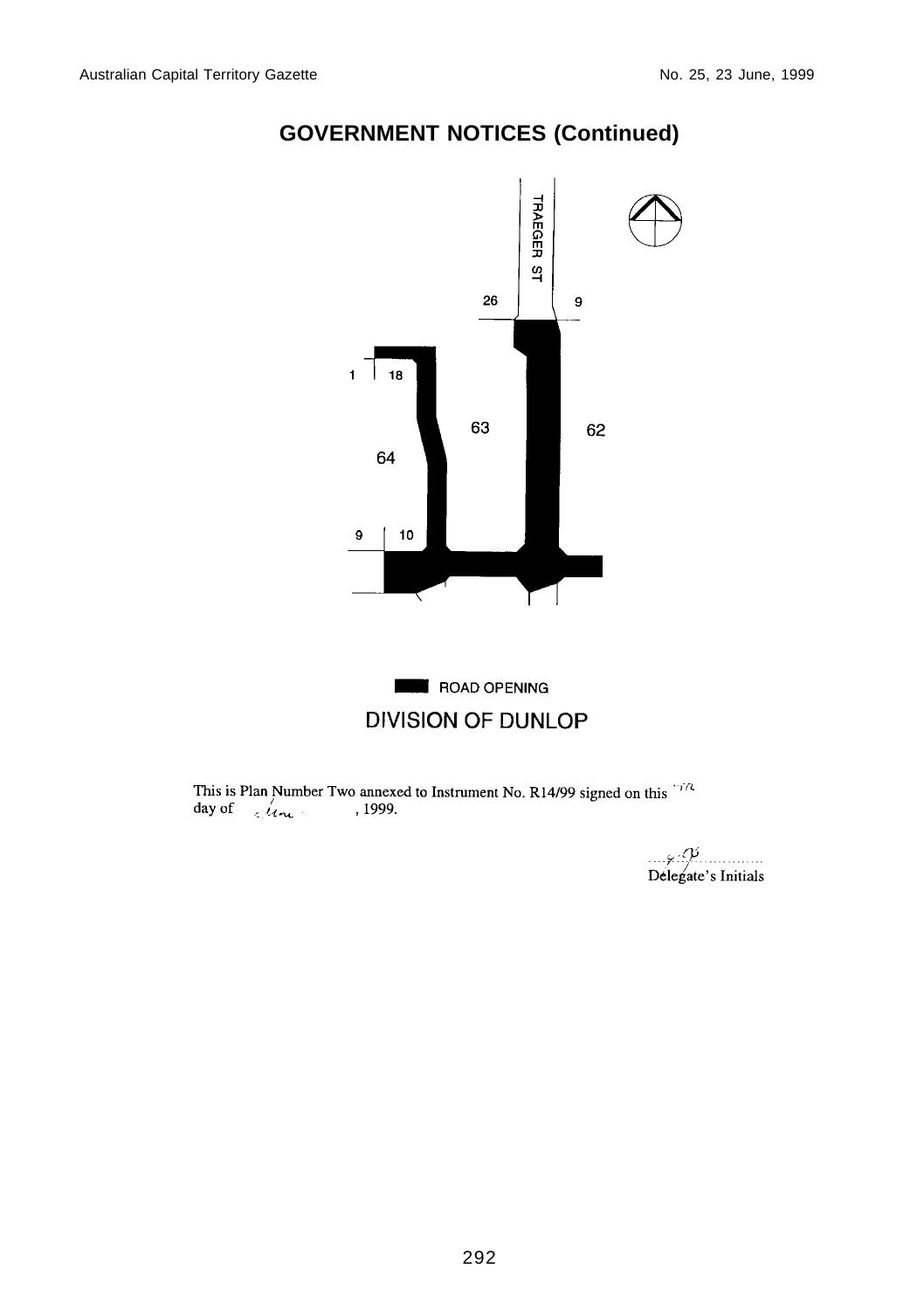## GOVERNMENT NOTICES (Continued)

TRAEGER ST

26

9

1

18

63

62

64

9

10

ROAD OPENING

DIVISION OF DUNLOP

This is Plan Number Two annexed to Instrument No. R14/99 signed on this 7th day of June, 1999.

Delegate's Initials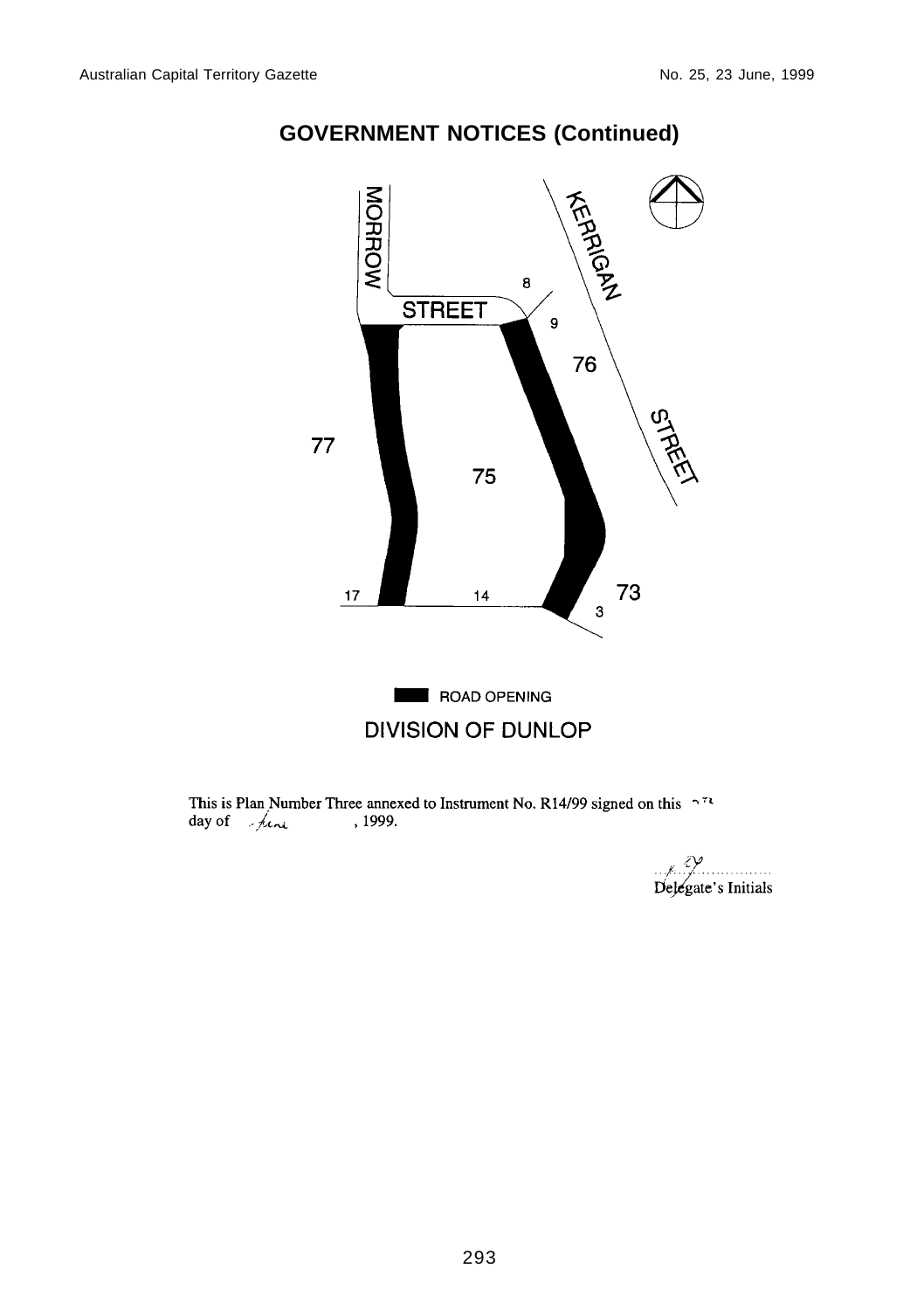## GOVERNMENT NOTICES (Continued)

MORROW

STREET

KERRIGAN

STREET

8

9

76

77

75

17

14

73

3

ROAD OPENING

DIVISION OF DUNLOP

This is Plan Number Three annexed to Instrument No. R14/99 signed on this 7th day of June, 1999.

Delegate's Initials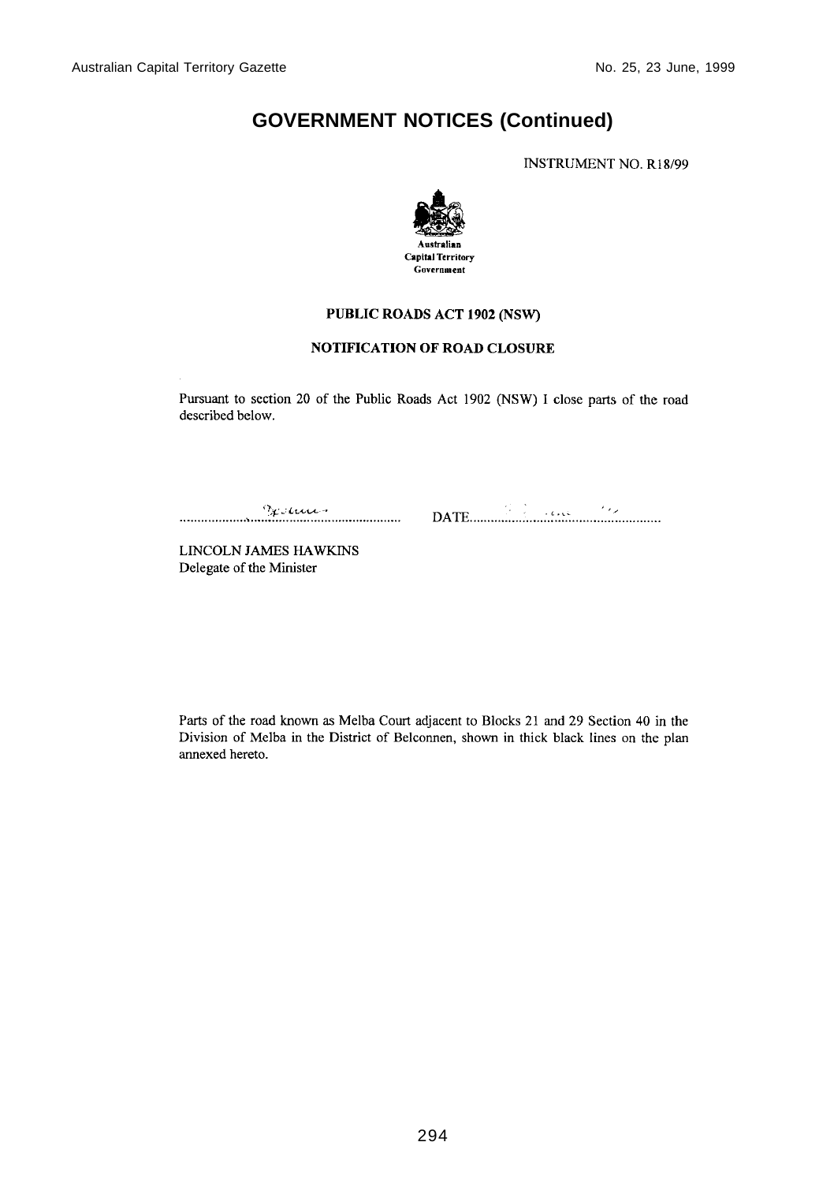# GOVERNMENT NOTICES (Continued)

INSTRUMENT NO. R18/99

Australian
Capital Territory
Government

**PUBLIC ROADS ACT 1902 (NSW)**

**NOTIFICATION OF ROAD CLOSURE**

Pursuant to section 20 of the Public Roads Act 1902 (NSW) I close parts of the road described below.

.......................................................... DATE..........................................................

LINCOLN JAMES HAWKINS
Delegate of the Minister

Parts of the road known as Melba Court adjacent to Blocks 21 and 29 Section 40 in the Division of Melba in the District of Belconnen, shown in thick black lines on the plan annexed hereto.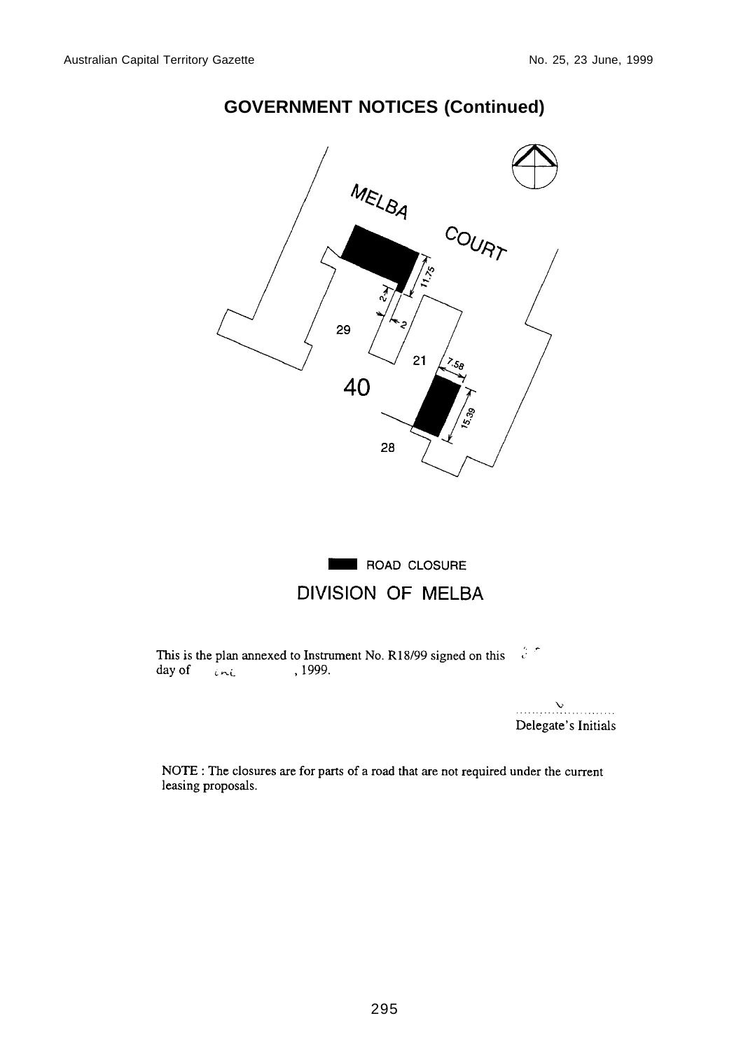## GOVERNMENT NOTICES (Continued)

MELBA

COURT

11.75

2

2

29

21

7.58

40

15.39

28

ROAD CLOSURE

DIVISION OF MELBA

This is the plan annexed to Instrument No. R18/99 signed on this day of , 1999.

Delegate's Initials

NOTE : The closures are for parts of a road that are not required under the current leasing proposals.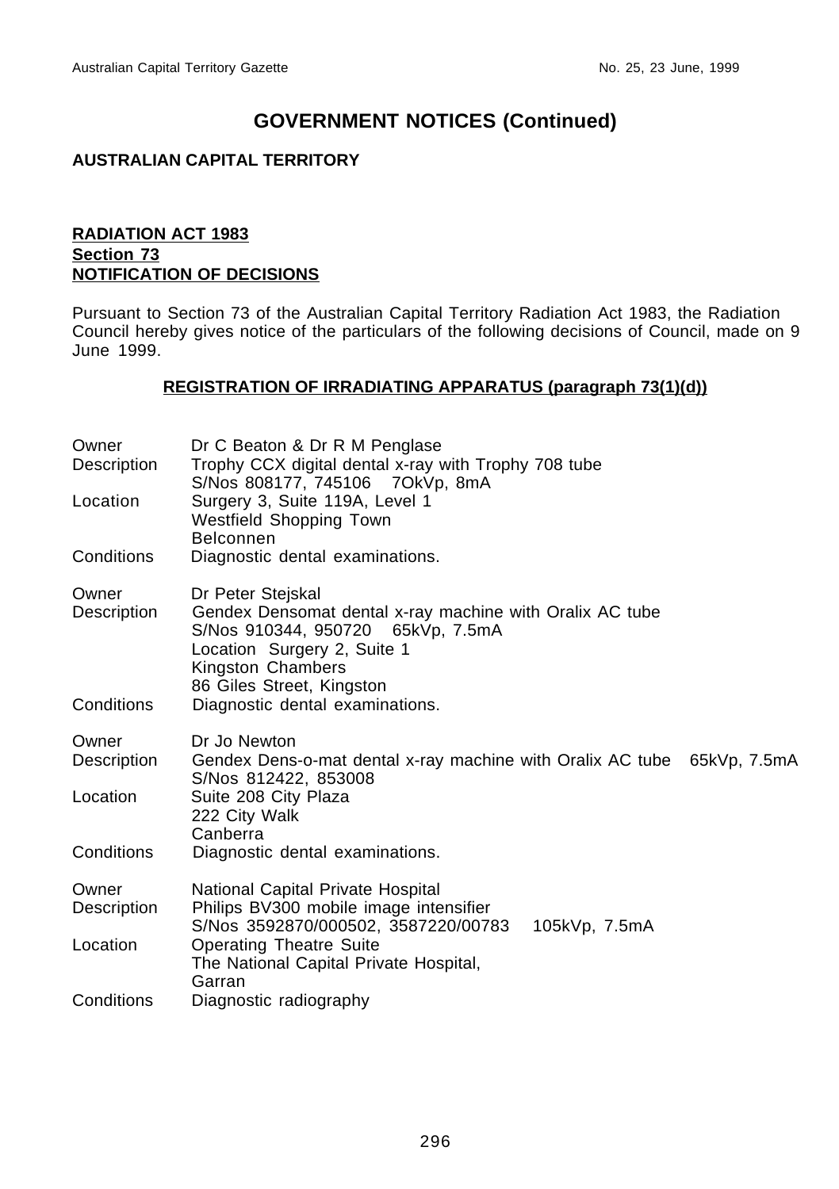# GOVERNMENT NOTICES (Continued)

**AUSTRALIAN CAPITAL TERRITORY**

**RADIATION ACT 1983**
**Section 73**
**NOTIFICATION OF DECISIONS**

Pursuant to Section 73 of the Australian Capital Territory Radiation Act 1983, the Radiation Council hereby gives notice of the particulars of the following decisions of Council, made on 9 June 1999.

**REGISTRATION OF IRRADIATING APPARATUS (paragraph 73(1)(d))**

| | |
|---|---|
| Owner | Dr C Beaton & Dr R M Penglase |
| Description | Trophy CCX digital dental x-ray with Trophy 708 tube<br>S/Nos 808177, 745106 7OkVp, 8mA |
| Location | Surgery 3, Suite 119A, Level 1<br>Westfield Shopping Town<br>Belconnen |
| Conditions | Diagnostic dental examinations. |

| | |
|---|---|
| Owner | Dr Peter Stejskal |
| Description | Gendex Densomat dental x-ray machine with Oralix AC tube<br>S/Nos 910344, 950720 65kVp, 7.5mA<br>Location Surgery 2, Suite 1<br>Kingston Chambers<br>86 Giles Street, Kingston |
| Conditions | Diagnostic dental examinations. |

| | |
|---|---|
| Owner | Dr Jo Newton |
| Description | Gendex Dens-o-mat dental x-ray machine with Oralix AC tube 65kVp, 7.5mA<br>S/Nos 812422, 853008 |
| Location | Suite 208 City Plaza<br>222 City Walk<br>Canberra |
| Conditions | Diagnostic dental examinations. |

| | |
|---|---|
| Owner | National Capital Private Hospital |
| Description | Philips BV300 mobile image intensifier<br>S/Nos 3592870/000502, 3587220/00783 105kVp, 7.5mA |
| Location | Operating Theatre Suite<br>The National Capital Private Hospital,<br>Garran |
| Conditions | Diagnostic radiography |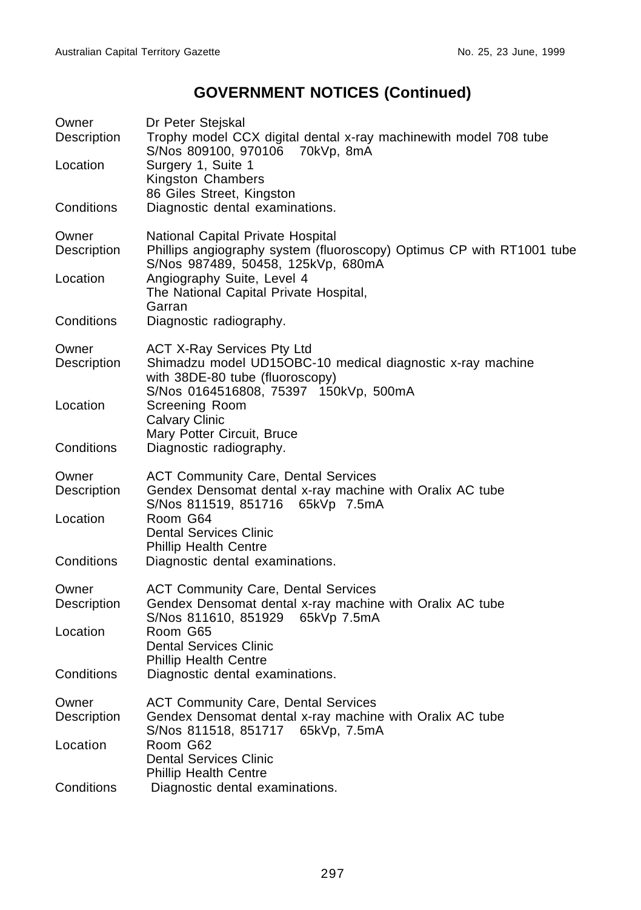## GOVERNMENT NOTICES (Continued)

| | |
|---|---|
| Owner | Dr Peter Stejskal |
| Description | Trophy model CCX digital dental x-ray machinewith model 708 tube S/Nos 809100, 970106 70kVp, 8mA |
| Location | Surgery 1, Suite 1<br>Kingston Chambers<br>86 Giles Street, Kingston |
| Conditions | Diagnostic dental examinations. |
| | |
| Owner | National Capital Private Hospital |
| Description | Phillips angiography system (fluoroscopy) Optimus CP with RT1001 tube S/Nos 987489, 50458, 125kVp, 680mA |
| Location | Angiography Suite, Level 4<br>The National Capital Private Hospital,<br>Garran |
| Conditions | Diagnostic radiography. |
| | |
| Owner | ACT X-Ray Services Pty Ltd |
| Description | Shimadzu model UD15OBC-10 medical diagnostic x-ray machine with 38DE-80 tube (fluoroscopy)<br>S/Nos 0164516808, 75397 150kVp, 500mA |
| Location | Screening Room<br>Calvary Clinic<br>Mary Potter Circuit, Bruce |
| Conditions | Diagnostic radiography. |
| | |
| Owner | ACT Community Care, Dental Services |
| Description | Gendex Densomat dental x-ray machine with Oralix AC tube S/Nos 811519, 851716 65kVp 7.5mA |
| Location | Room G64<br>Dental Services Clinic<br>Phillip Health Centre |
| Conditions | Diagnostic dental examinations. |
| | |
| Owner | ACT Community Care, Dental Services |
| Description | Gendex Densomat dental x-ray machine with Oralix AC tube S/Nos 811610, 851929 65kVp 7.5mA |
| Location | Room G65<br>Dental Services Clinic<br>Phillip Health Centre |
| Conditions | Diagnostic dental examinations. |
| | |
| Owner | ACT Community Care, Dental Services |
| Description | Gendex Densomat dental x-ray machine with Oralix AC tube S/Nos 811518, 851717 65kVp, 7.5mA |
| Location | Room G62<br>Dental Services Clinic<br>Phillip Health Centre |
| Conditions | Diagnostic dental examinations. |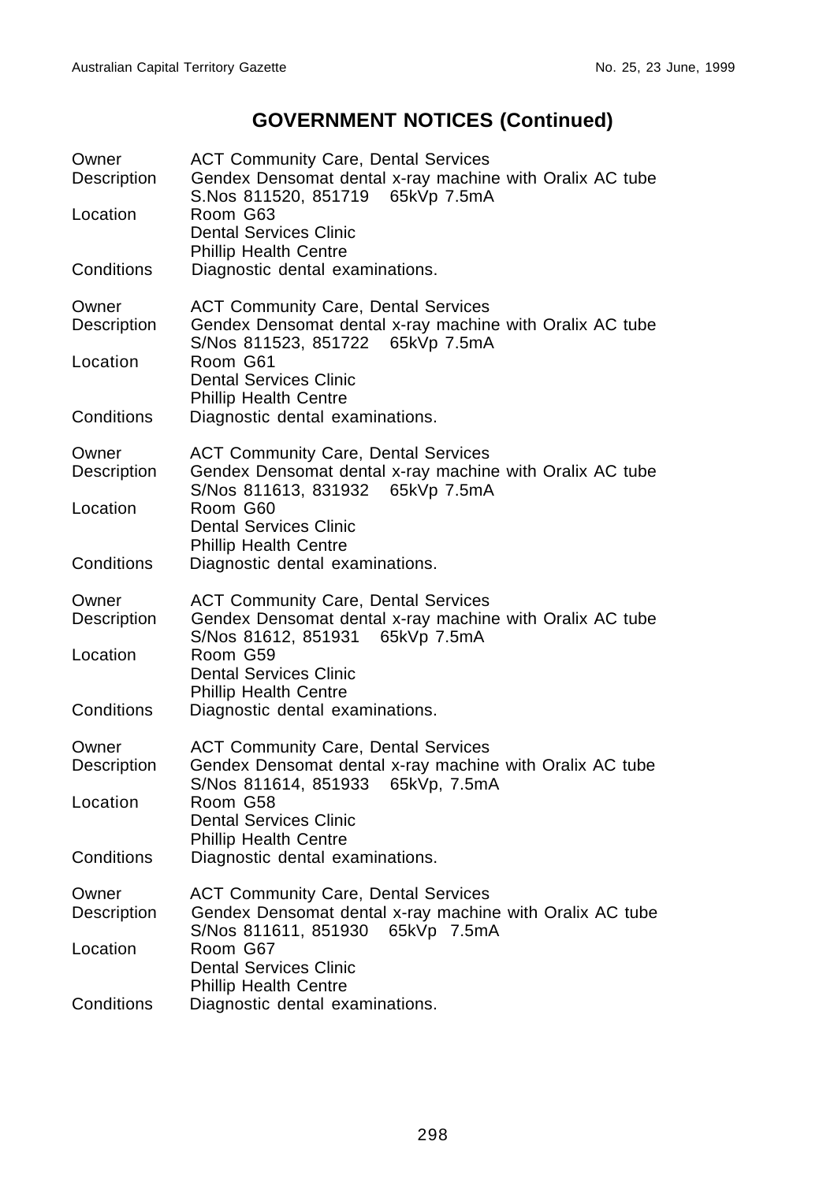## GOVERNMENT NOTICES (Continued)

| | |
|---|---|
| Owner | ACT Community Care, Dental Services |
| Description | Gendex Densomat dental x-ray machine with Oralix AC tube S.Nos 811520, 851719 65kVp 7.5mA |
| Location | Room G63<br>Dental Services Clinic<br>Phillip Health Centre |
| Conditions | Diagnostic dental examinations. |

| | |
|---|---|
| Owner | ACT Community Care, Dental Services |
| Description | Gendex Densomat dental x-ray machine with Oralix AC tube S/Nos 811523, 851722 65kVp 7.5mA |
| Location | Room G61<br>Dental Services Clinic<br>Phillip Health Centre |
| Conditions | Diagnostic dental examinations. |

| | |
|---|---|
| Owner | ACT Community Care, Dental Services |
| Description | Gendex Densomat dental x-ray machine with Oralix AC tube S/Nos 811613, 831932 65kVp 7.5mA |
| Location | Room G60<br>Dental Services Clinic<br>Phillip Health Centre |
| Conditions | Diagnostic dental examinations. |

| | |
|---|---|
| Owner | ACT Community Care, Dental Services |
| Description | Gendex Densomat dental x-ray machine with Oralix AC tube S/Nos 81612, 851931 65kVp 7.5mA |
| Location | Room G59<br>Dental Services Clinic<br>Phillip Health Centre |
| Conditions | Diagnostic dental examinations. |

| | |
|---|---|
| Owner | ACT Community Care, Dental Services |
| Description | Gendex Densomat dental x-ray machine with Oralix AC tube S/Nos 811614, 851933 65kVp, 7.5mA |
| Location | Room G58<br>Dental Services Clinic<br>Phillip Health Centre |
| Conditions | Diagnostic dental examinations. |

| | |
|---|---|
| Owner | ACT Community Care, Dental Services |
| Description | Gendex Densomat dental x-ray machine with Oralix AC tube S/Nos 811611, 851930 65kVp 7.5mA |
| Location | Room G67<br>Dental Services Clinic<br>Phillip Health Centre |
| Conditions | Diagnostic dental examinations. |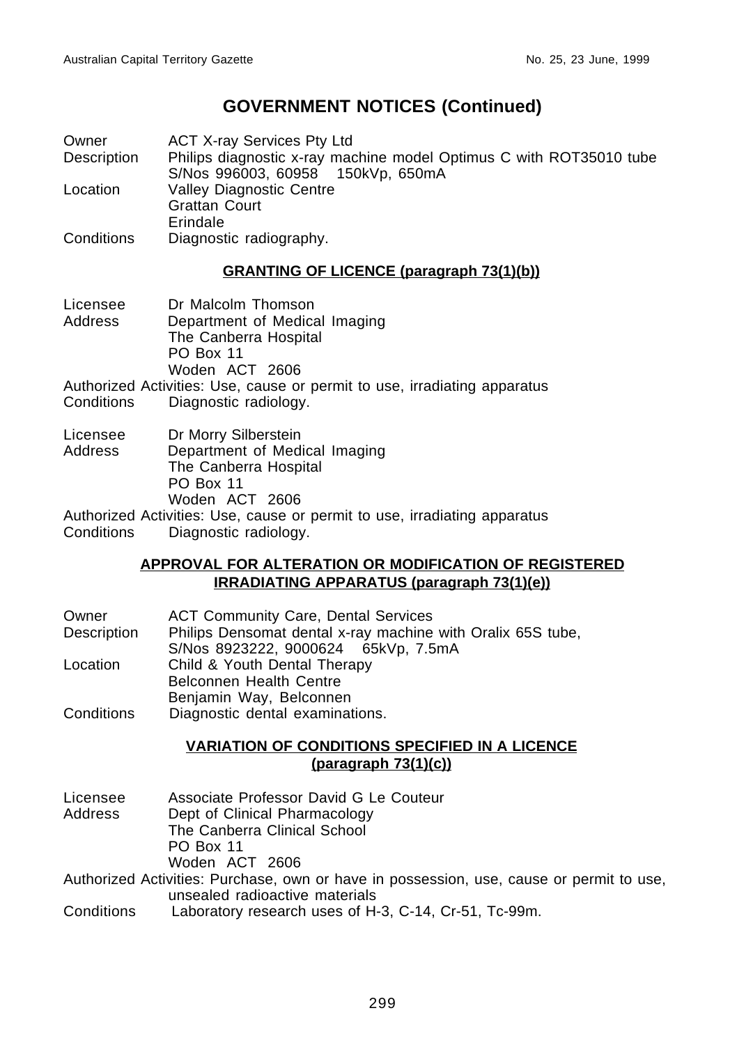## GOVERNMENT NOTICES (Continued)

Owner ACT X-ray Services Pty Ltd
Description Philips diagnostic x-ray machine model Optimus C with ROT35010 tube S/Nos 996003, 60958 150kVp, 650mA
Location Valley Diagnostic Centre
Grattan Court
Erindale
Conditions Diagnostic radiography.

**GRANTING OF LICENCE (paragraph 73(1)(b))**

Licensee Dr Malcolm Thomson
Address Department of Medical Imaging
The Canberra Hospital
PO Box 11
Woden ACT 2606
Authorized Activities: Use, cause or permit to use, irradiating apparatus
Conditions Diagnostic radiology.

Licensee Dr Morry Silberstein
Address Department of Medical Imaging
The Canberra Hospital
PO Box 11
Woden ACT 2606
Authorized Activities: Use, cause or permit to use, irradiating apparatus
Conditions Diagnostic radiology.

**APPROVAL FOR ALTERATION OR MODIFICATION OF REGISTERED IRRADIATING APPARATUS (paragraph 73(1)(e))**

Owner ACT Community Care, Dental Services
Description Philips Densomat dental x-ray machine with Oralix 65S tube, S/Nos 8923222, 9000624 65kVp, 7.5mA
Location Child & Youth Dental Therapy
Belconnen Health Centre
Benjamin Way, Belconnen
Conditions Diagnostic dental examinations.

**VARIATION OF CONDITIONS SPECIFIED IN A LICENCE (paragraph 73(1)(c))**

Licensee Associate Professor David G Le Couteur
Address Dept of Clinical Pharmacology
The Canberra Clinical School
PO Box 11
Woden ACT 2606
Authorized Activities: Purchase, own or have in possession, use, cause or permit to use, unsealed radioactive materials
Conditions Laboratory research uses of H-3, C-14, Cr-51, Tc-99m.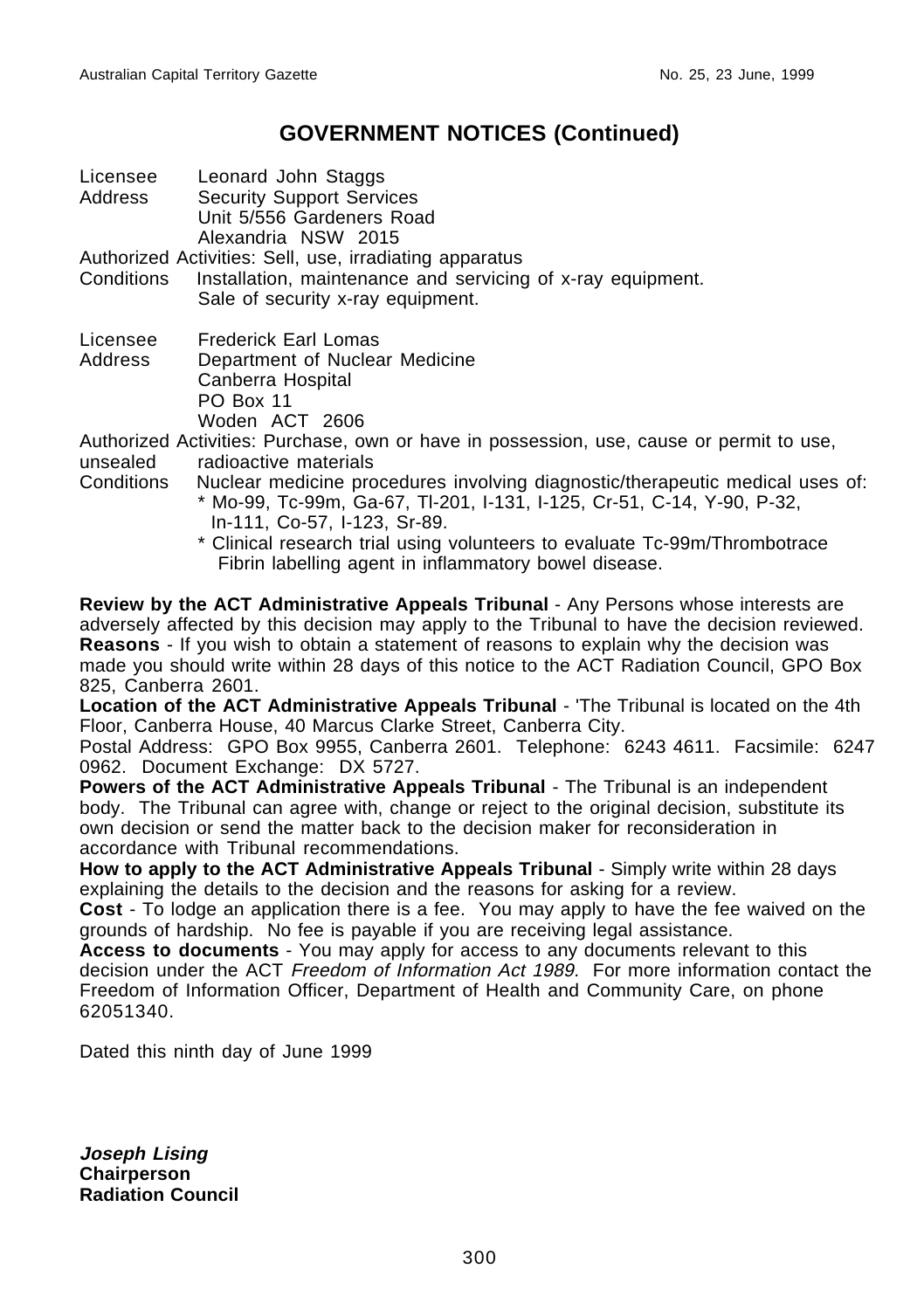## GOVERNMENT NOTICES (Continued)

Licensee Leonard John Staggs
Address Security Support Services
Unit 5/556 Gardeners Road
Alexandria NSW 2015

Authorized Activities: Sell, use, irradiating apparatus

Conditions Installation, maintenance and servicing of x-ray equipment.
Sale of security x-ray equipment.

Licensee Frederick Earl Lomas
Address Department of Nuclear Medicine
Canberra Hospital
PO Box 11
Woden ACT 2606

Authorized Activities: Purchase, own or have in possession, use, cause or permit to use, unsealed radioactive materials

Conditions Nuclear medicine procedures involving diagnostic/therapeutic medical uses of:
* Mo-99, Tc-99m, Ga-67, Tl-201, I-131, I-125, Cr-51, C-14, Y-90, P-32, In-111, Co-57, I-123, Sr-89.
* Clinical research trial using volunteers to evaluate Tc-99m/Thrombotrace Fibrin labelling agent in inflammatory bowel disease.

**Review by the ACT Administrative Appeals Tribunal** - Any Persons whose interests are adversely affected by this decision may apply to the Tribunal to have the decision reviewed.
**Reasons** - If you wish to obtain a statement of reasons to explain why the decision was made you should write within 28 days of this notice to the ACT Radiation Council, GPO Box 825, Canberra 2601.
**Location of the ACT Administrative Appeals Tribunal** - 'The Tribunal is located on the 4th Floor, Canberra House, 40 Marcus Clarke Street, Canberra City.
Postal Address: GPO Box 9955, Canberra 2601. Telephone: 6243 4611. Facsimile: 6247 0962. Document Exchange: DX 5727.
**Powers of the ACT Administrative Appeals Tribunal** - The Tribunal is an independent body. The Tribunal can agree with, change or reject to the original decision, substitute its own decision or send the matter back to the decision maker for reconsideration in accordance with Tribunal recommendations.
**How to apply to the ACT Administrative Appeals Tribunal** - Simply write within 28 days explaining the details to the decision and the reasons for asking for a review.
**Cost** - To lodge an application there is a fee. You may apply to have the fee waived on the grounds of hardship. No fee is payable if you are receiving legal assistance.
**Access to documents** - You may apply for access to any documents relevant to this decision under the ACT *Freedom of Information Act 1989.* For more information contact the Freedom of Information Officer, Department of Health and Community Care, on phone 62051340.

Dated this ninth day of June 1999

***Joseph Lising***
**Chairperson**
**Radiation Council**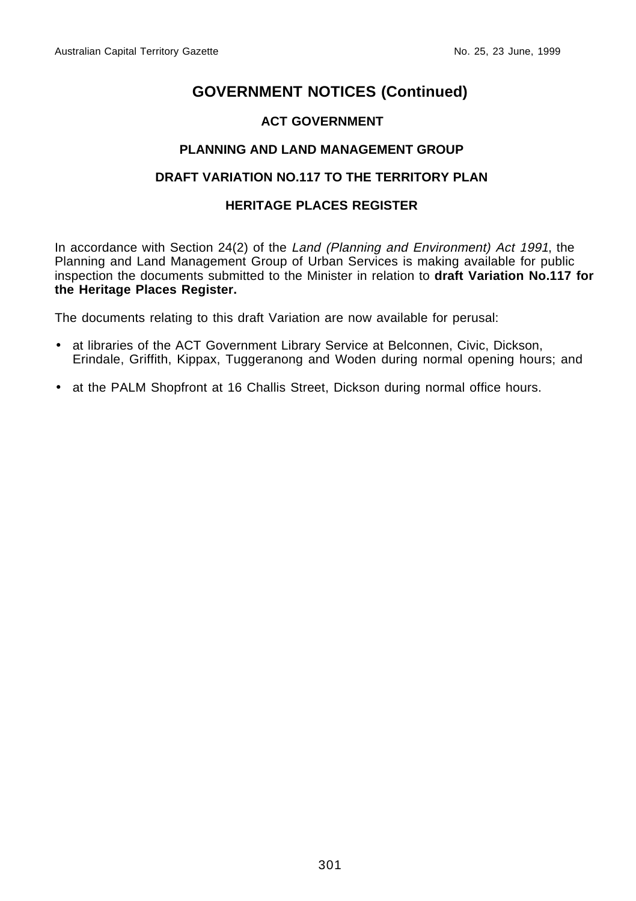# GOVERNMENT NOTICES (Continued)

## ACT GOVERNMENT

## PLANNING AND LAND MANAGEMENT GROUP

## DRAFT VARIATION NO.117 TO THE TERRITORY PLAN

## HERITAGE PLACES REGISTER

In accordance with Section 24(2) of the *Land (Planning and Environment) Act 1991*, the Planning and Land Management Group of Urban Services is making available for public inspection the documents submitted to the Minister in relation to **draft Variation No.117 for the Heritage Places Register.**

The documents relating to this draft Variation are now available for perusal:

- at libraries of the ACT Government Library Service at Belconnen, Civic, Dickson, Erindale, Griffith, Kippax, Tuggeranong and Woden during normal opening hours; and
- at the PALM Shopfront at 16 Challis Street, Dickson during normal office hours.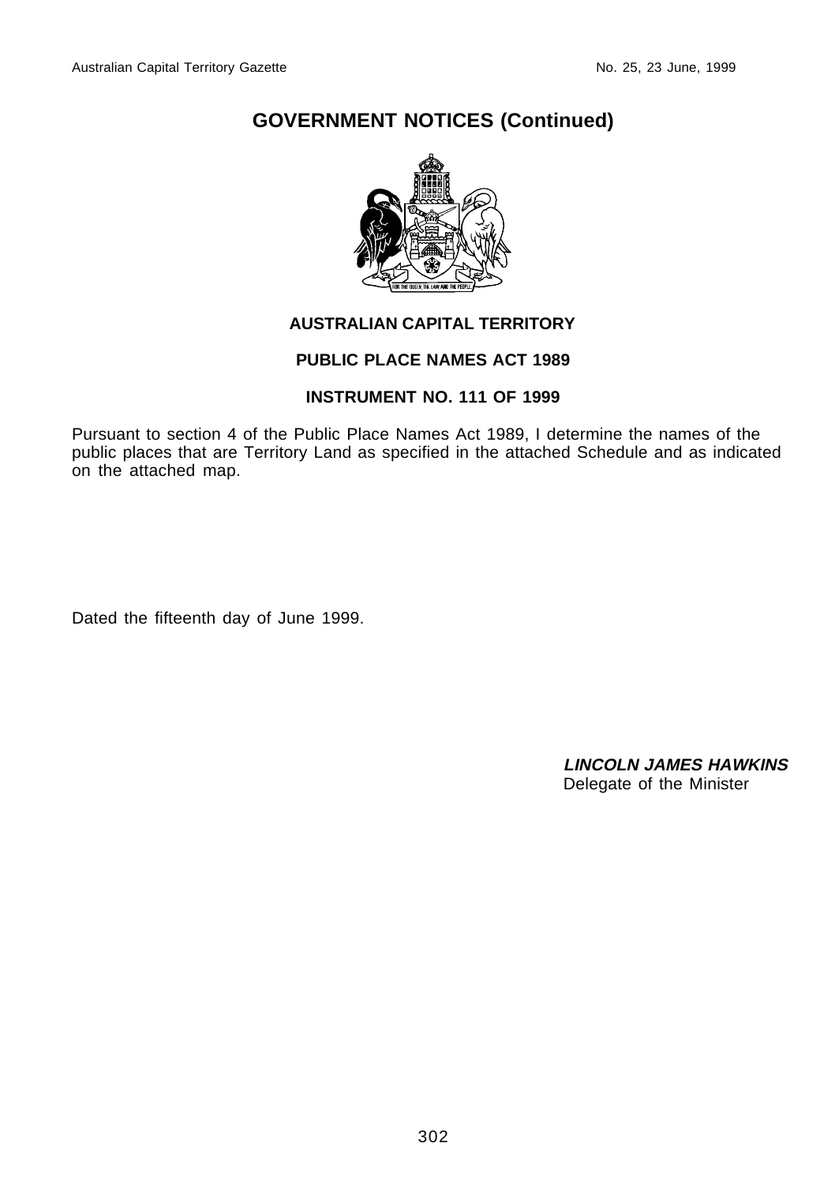## GOVERNMENT NOTICES (Continued)

**AUSTRALIAN CAPITAL TERRITORY**

**PUBLIC PLACE NAMES ACT 1989**

**INSTRUMENT NO. 111 OF 1999**

Pursuant to section 4 of the Public Place Names Act 1989, I determine the names of the public places that are Territory Land as specified in the attached Schedule and as indicated on the attached map.

Dated the fifteenth day of June 1999.

***LINCOLN JAMES HAWKINS***
Delegate of the Minister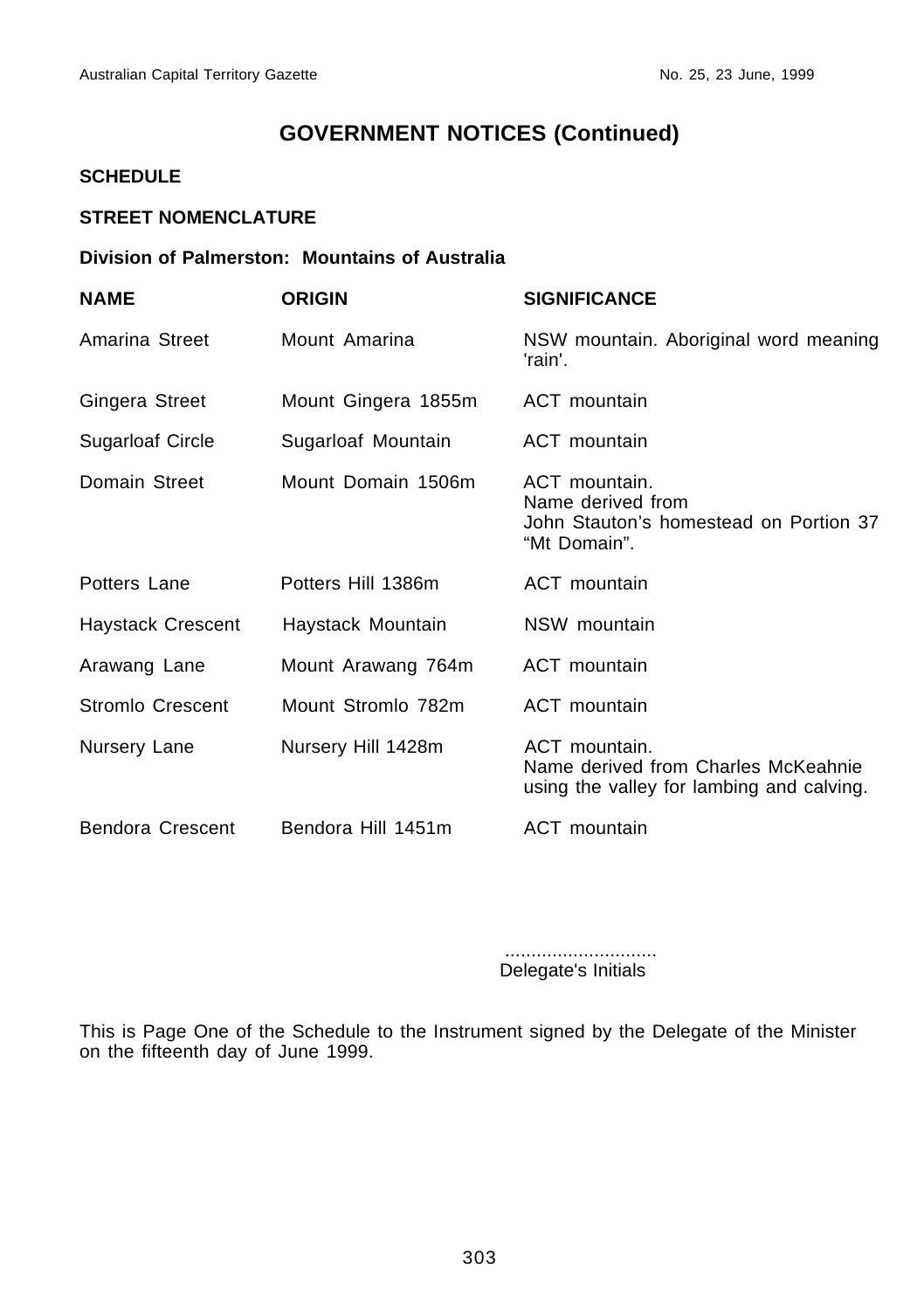## GOVERNMENT NOTICES (Continued)

**SCHEDULE**

**STREET NOMENCLATURE**

**Division of Palmerston: Mountains of Australia**

| NAME | ORIGIN | SIGNIFICANCE |
|---|---|---|
| Amarina Street | Mount Amarina | NSW mountain. Aboriginal word meaning 'rain'. |
| Gingera Street | Mount Gingera 1855m | ACT mountain |
| Sugarloaf Circle | Sugarloaf Mountain | ACT mountain |
| Domain Street | Mount Domain 1506m | ACT mountain. Name derived from John Stauton's homestead on Portion 37 "Mt Domain". |
| Potters Lane | Potters Hill 1386m | ACT mountain |
| Haystack Crescent | Haystack Mountain | NSW mountain |
| Arawang Lane | Mount Arawang 764m | ACT mountain |
| Stromlo Crescent | Mount Stromlo 782m | ACT mountain |
| Nursery Lane | Nursery Hill 1428m | ACT mountain. Name derived from Charles McKeahnie using the valley for lambing and calving. |
| Bendora Crescent | Bendora Hill 1451m | ACT mountain |

............................
Delegate's Initials

This is Page One of the Schedule to the Instrument signed by the Delegate of the Minister on the fifteenth day of June 1999.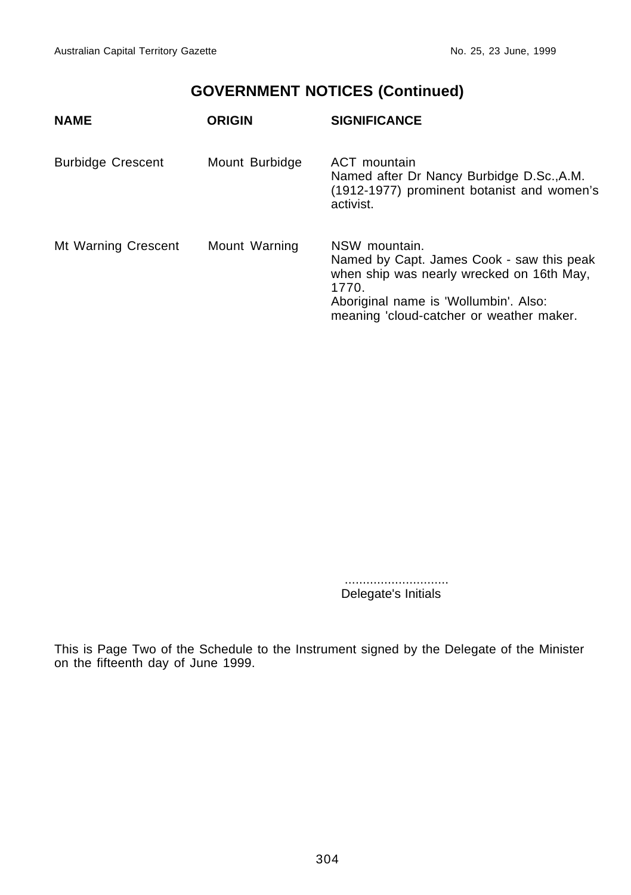## GOVERNMENT NOTICES (Continued)

| NAME | ORIGIN | SIGNIFICANCE |
| --- | --- | --- |
| Burbidge Crescent | Mount Burbidge | ACT mountain<br>Named after Dr Nancy Burbidge D.Sc.,A.M. (1912-1977) prominent botanist and women's activist. |
| Mt Warning Crescent | Mount Warning | NSW mountain.<br>Named by Capt. James Cook - saw this peak when ship was nearly wrecked on 16th May, 1770.<br>Aboriginal name is 'Wollumbin'. Also: meaning 'cloud-catcher or weather maker. |

............................
Delegate's Initials

This is Page Two of the Schedule to the Instrument signed by the Delegate of the Minister on the fifteenth day of June 1999.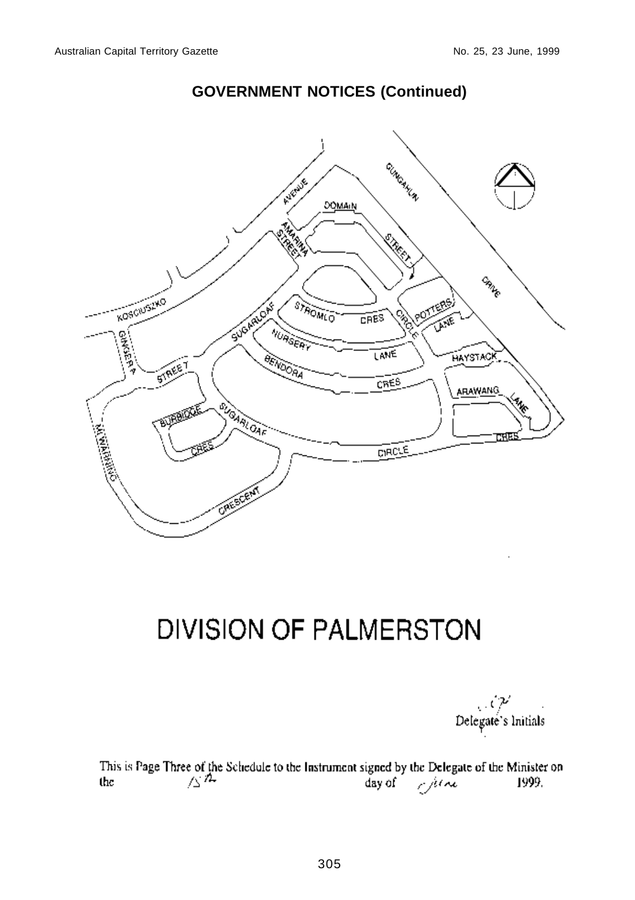## GOVERNMENT NOTICES (Continued)

GUNGAHLIN

DRIVE

AVENUE

DOMAIN

AMARINA STREET

STREET

KOSCIUSZKO

SUGARLOAF

STROMLO

CRES

CIRCLE

POTTERS

LANE

GINGERA

NURSERY

LANE

HAYSTACK

STREET

BENDORA

CRES

ARAWANG

LANE

BURBIDGE

SUGARLOAF

CRES

MT WARNING

CRES

CIRCLE

CRESCENT

# DIVISION OF PALMERSTON

Delegate's Initials

This is Page Three of the Schedule to the Instrument signed by the Delegate of the Minister on the 15th day of June 1999.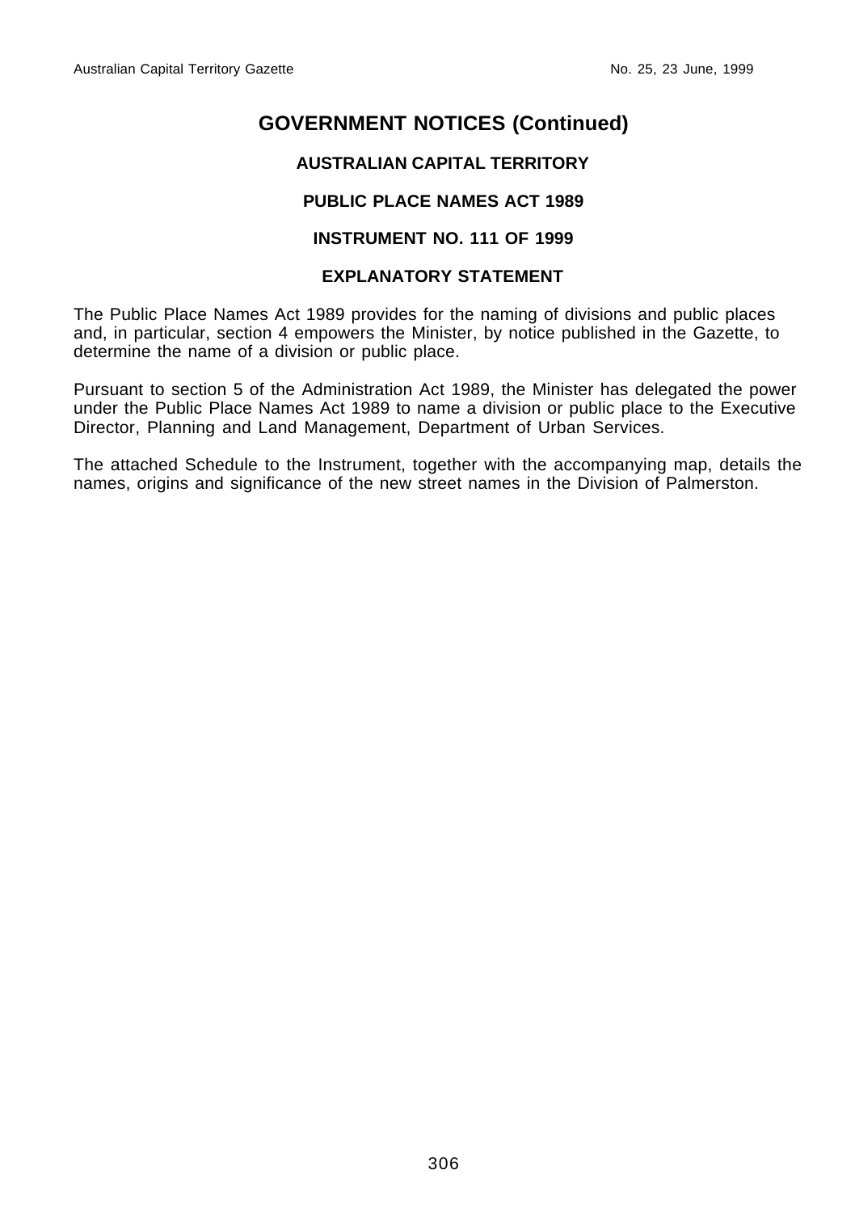# GOVERNMENT NOTICES (Continued)

## AUSTRALIAN CAPITAL TERRITORY

## PUBLIC PLACE NAMES ACT 1989

## INSTRUMENT NO. 111 OF 1999

## EXPLANATORY STATEMENT

The Public Place Names Act 1989 provides for the naming of divisions and public places and, in particular, section 4 empowers the Minister, by notice published in the Gazette, to determine the name of a division or public place.

Pursuant to section 5 of the Administration Act 1989, the Minister has delegated the power under the Public Place Names Act 1989 to name a division or public place to the Executive Director, Planning and Land Management, Department of Urban Services.

The attached Schedule to the Instrument, together with the accompanying map, details the names, origins and significance of the new street names in the Division of Palmerston.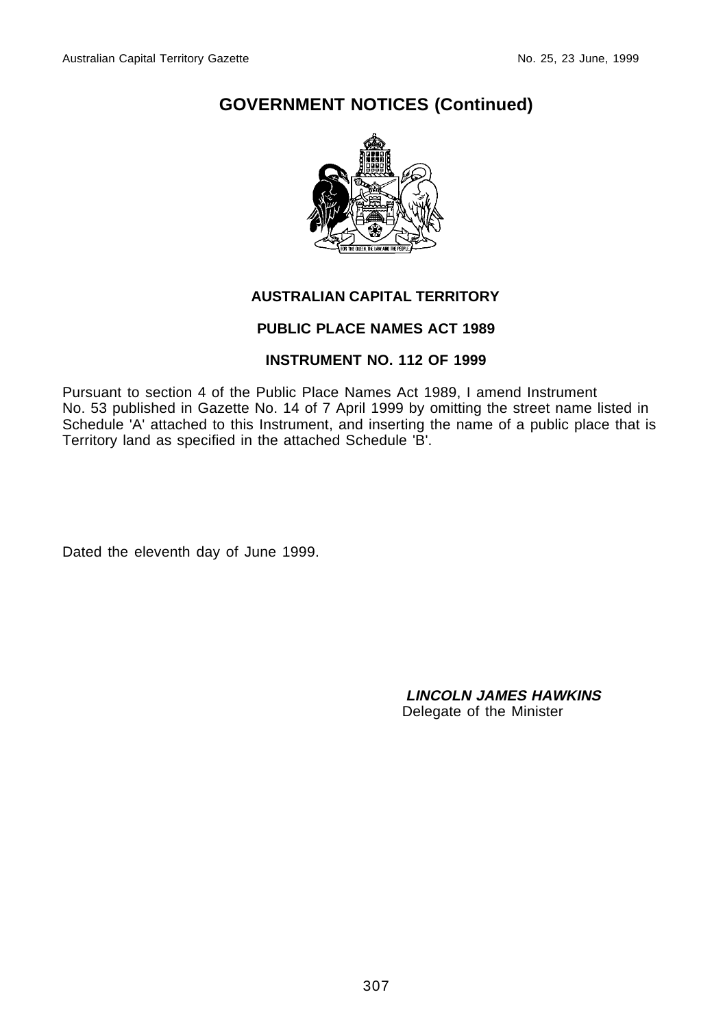# GOVERNMENT NOTICES (Continued)

**AUSTRALIAN CAPITAL TERRITORY**

**PUBLIC PLACE NAMES ACT 1989**

**INSTRUMENT NO. 112 OF 1999**

Pursuant to section 4 of the Public Place Names Act 1989, I amend Instrument No. 53 published in Gazette No. 14 of 7 April 1999 by omitting the street name listed in Schedule 'A' attached to this Instrument, and inserting the name of a public place that is Territory land as specified in the attached Schedule 'B'.

Dated the eleventh day of June 1999.

***LINCOLN JAMES HAWKINS***
Delegate of the Minister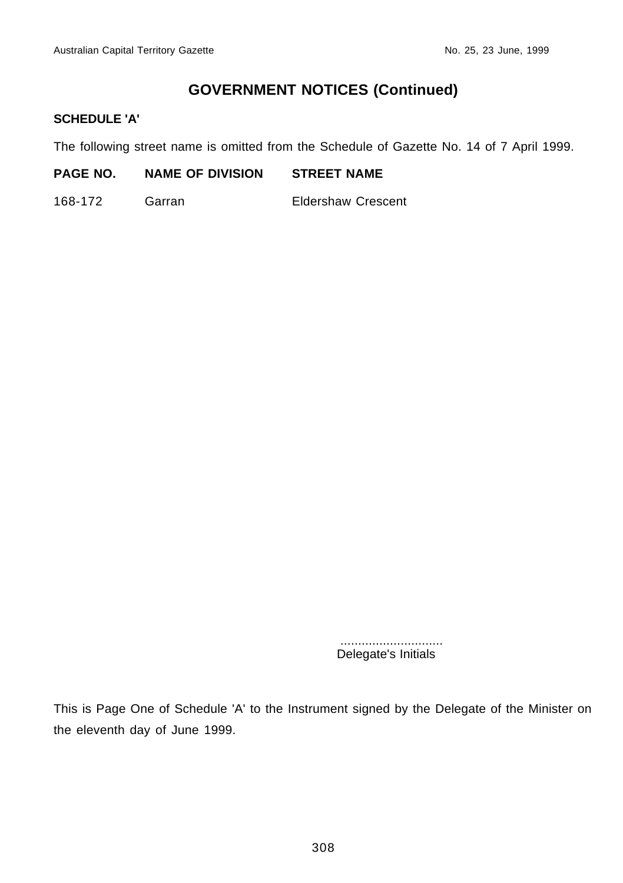## GOVERNMENT NOTICES (Continued)

**SCHEDULE 'A'**

The following street name is omitted from the Schedule of Gazette No. 14 of 7 April 1999.

| PAGE NO. | NAME OF DIVISION | STREET NAME |
|---|---|---|
| 168-172 | Garran | Eldershaw Crescent |

............................
Delegate's Initials

This is Page One of Schedule 'A' to the Instrument signed by the Delegate of the Minister on the eleventh day of June 1999.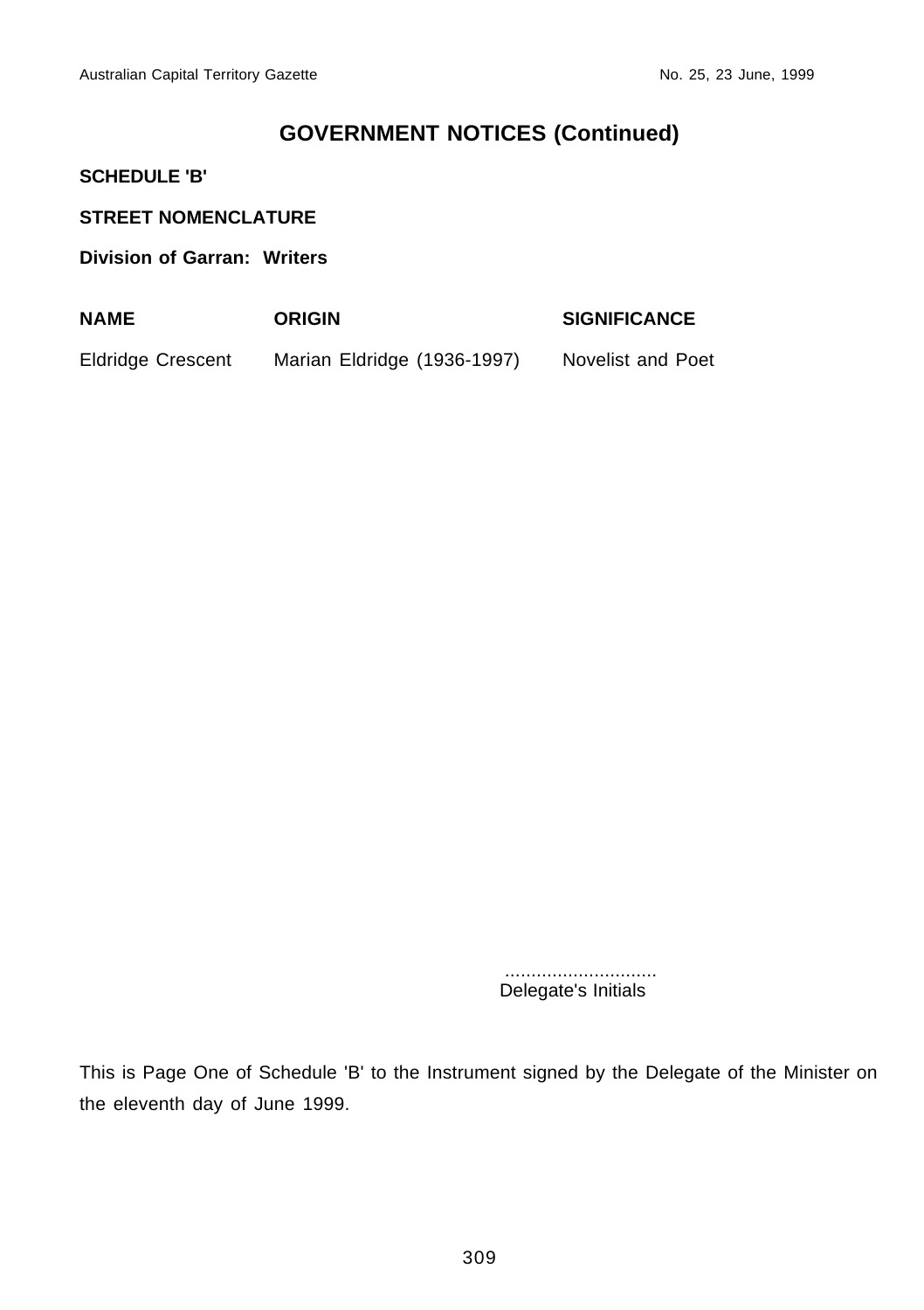## GOVERNMENT NOTICES (Continued)

**SCHEDULE 'B'**

**STREET NOMENCLATURE**

**Division of Garran: Writers**

| NAME | ORIGIN | SIGNIFICANCE |
|---|---|---|
| Eldridge Crescent | Marian Eldridge (1936-1997) | Novelist and Poet |

............................
Delegate's Initials

This is Page One of Schedule 'B' to the Instrument signed by the Delegate of the Minister on the eleventh day of June 1999.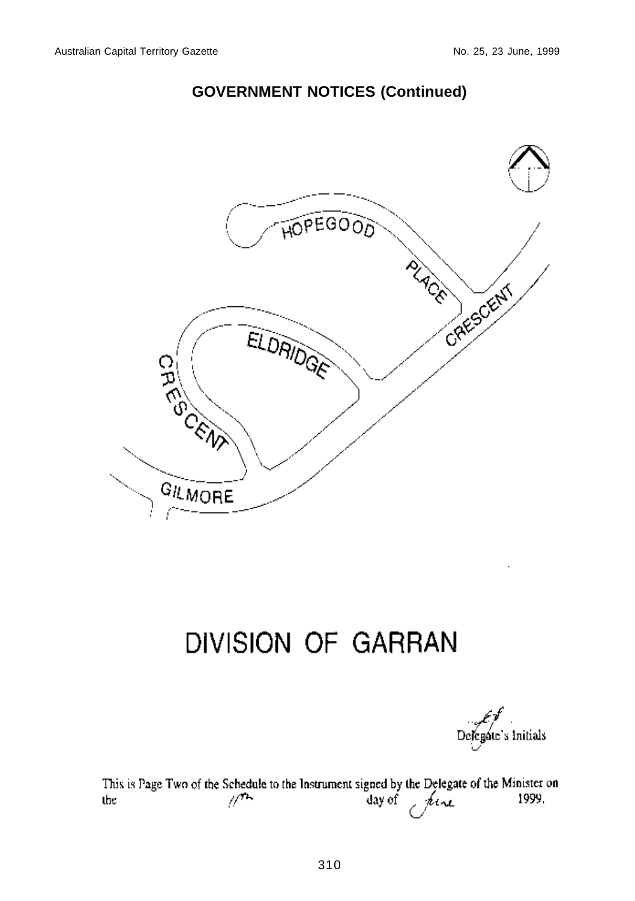## GOVERNMENT NOTICES (Continued)

HOPEGOOD

PLACE

CRESCENT

ELDRIDGE

CRESCENT

GILMORE

# DIVISION OF GARRAN

Delegate's Initials

This is Page Two of the Schedule to the Instrument signed by the Delegate of the Minister on the 11th day of June 1999.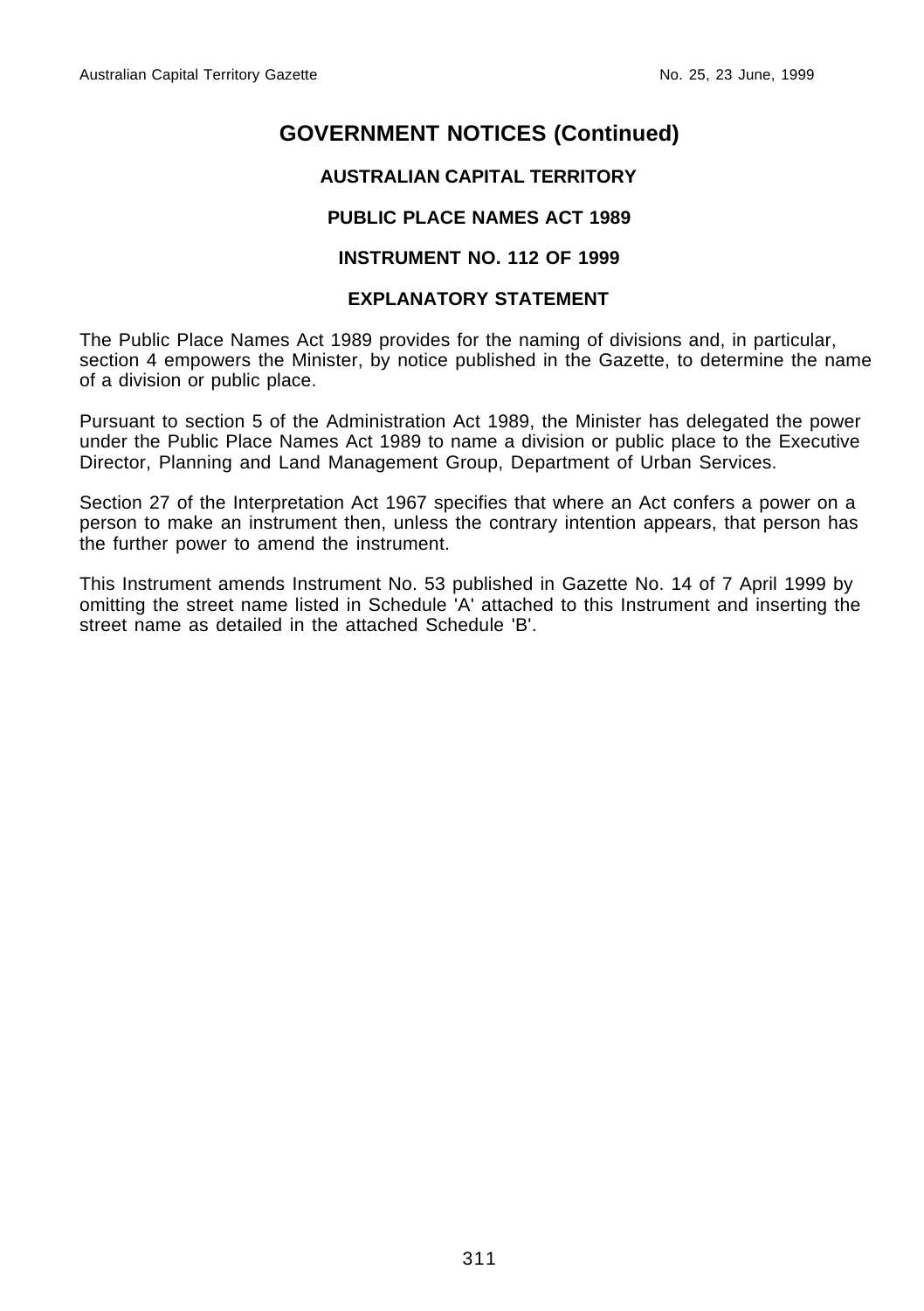## GOVERNMENT NOTICES (Continued)

### AUSTRALIAN CAPITAL TERRITORY

### PUBLIC PLACE NAMES ACT 1989

### INSTRUMENT NO. 112 OF 1999

### EXPLANATORY STATEMENT

The Public Place Names Act 1989 provides for the naming of divisions and, in particular, section 4 empowers the Minister, by notice published in the Gazette, to determine the name of a division or public place.

Pursuant to section 5 of the Administration Act 1989, the Minister has delegated the power under the Public Place Names Act 1989 to name a division or public place to the Executive Director, Planning and Land Management Group, Department of Urban Services.

Section 27 of the Interpretation Act 1967 specifies that where an Act confers a power on a person to make an instrument then, unless the contrary intention appears, that person has the further power to amend the instrument.

This Instrument amends Instrument No. 53 published in Gazette No. 14 of 7 April 1999 by omitting the street name listed in Schedule 'A' attached to this Instrument and inserting the street name as detailed in the attached Schedule 'B'.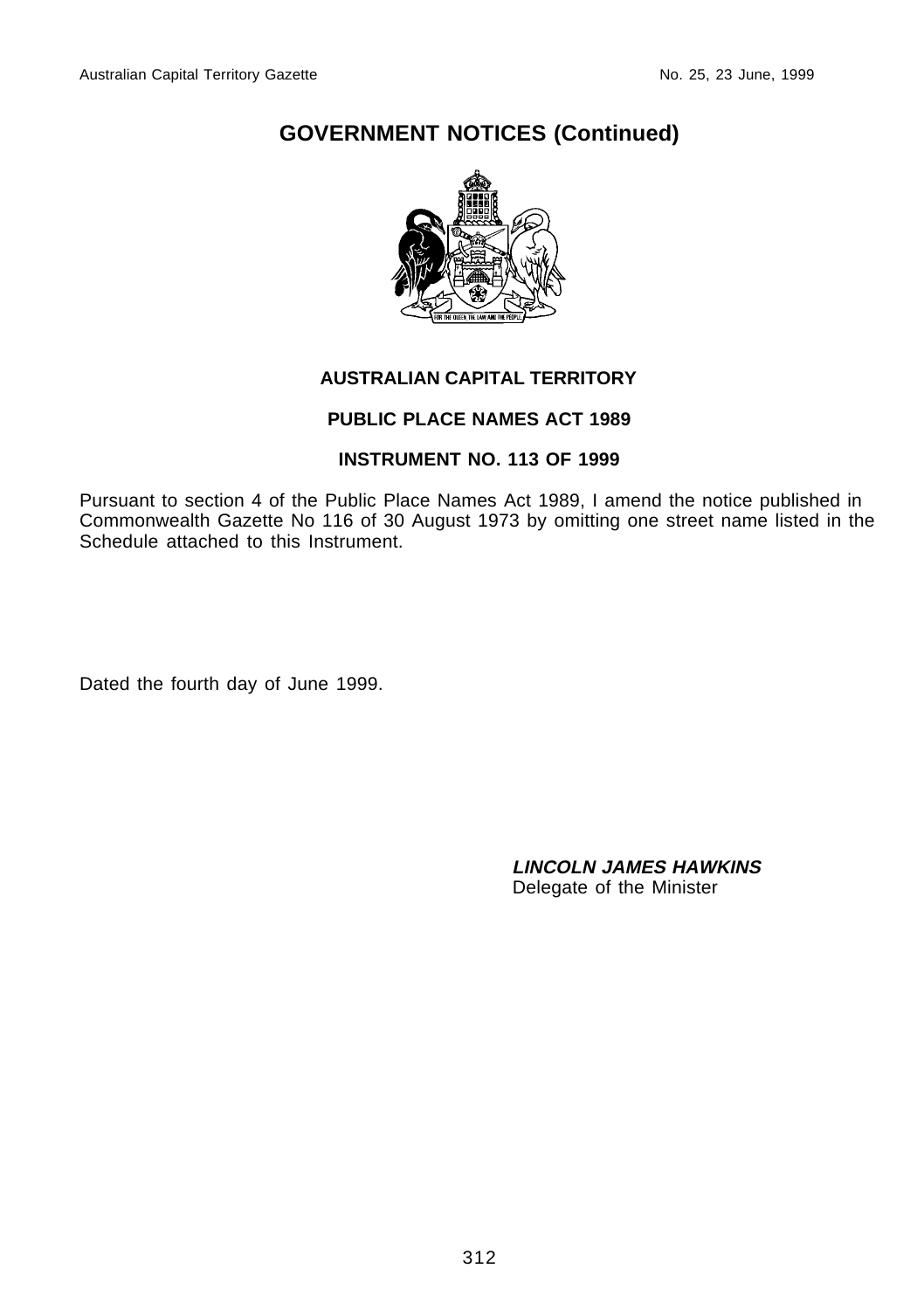## GOVERNMENT NOTICES (Continued)

**AUSTRALIAN CAPITAL TERRITORY**

**PUBLIC PLACE NAMES ACT 1989**

**INSTRUMENT NO. 113 OF 1999**

Pursuant to section 4 of the Public Place Names Act 1989, I amend the notice published in Commonwealth Gazette No 116 of 30 August 1973 by omitting one street name listed in the Schedule attached to this Instrument.

Dated the fourth day of June 1999.

***LINCOLN JAMES HAWKINS***
Delegate of the Minister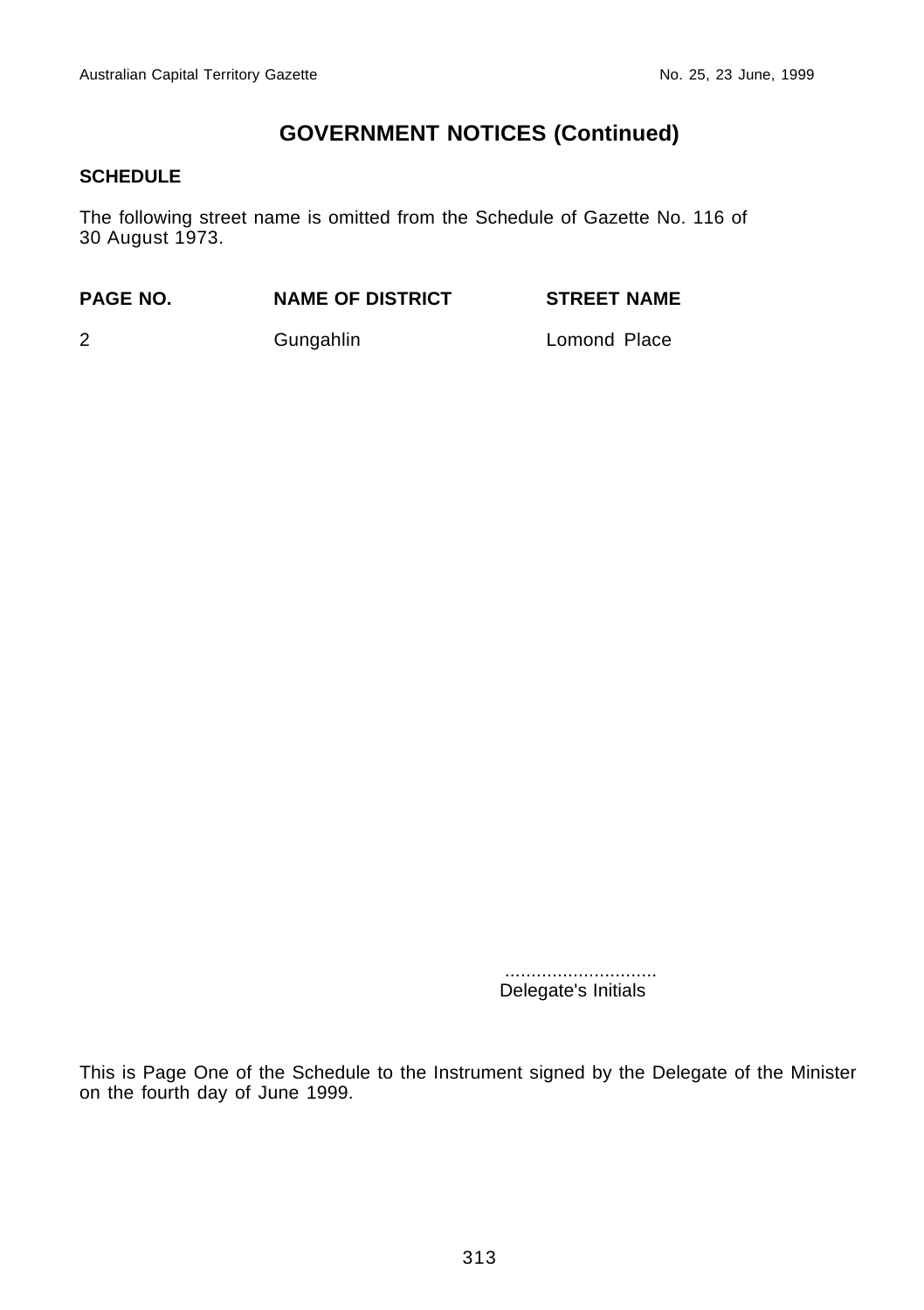## GOVERNMENT NOTICES (Continued)

**SCHEDULE**

The following street name is omitted from the Schedule of Gazette No. 116 of 30 August 1973.

| PAGE NO. | NAME OF DISTRICT | STREET NAME |
|---|---|---|
| 2 | Gungahlin | Lomond Place |

............................
Delegate's Initials

This is Page One of the Schedule to the Instrument signed by the Delegate of the Minister on the fourth day of June 1999.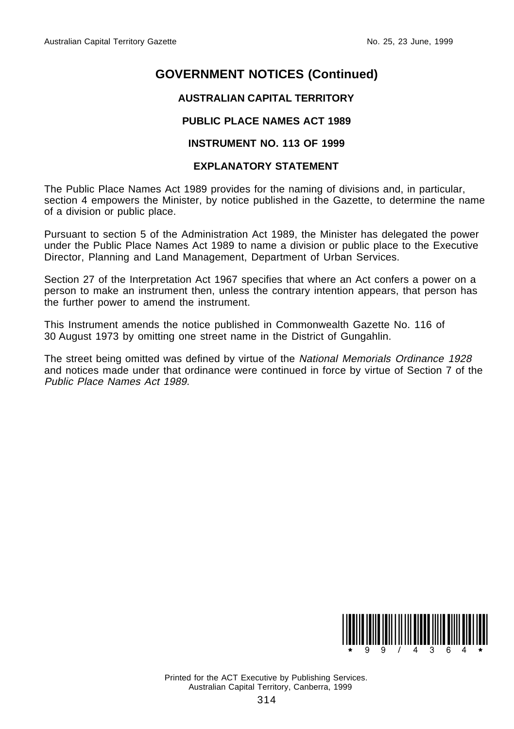# GOVERNMENT NOTICES (Continued)

## AUSTRALIAN CAPITAL TERRITORY

## PUBLIC PLACE NAMES ACT 1989

## INSTRUMENT NO. 113 OF 1999

## EXPLANATORY STATEMENT

The Public Place Names Act 1989 provides for the naming of divisions and, in particular, section 4 empowers the Minister, by notice published in the Gazette, to determine the name of a division or public place.

Pursuant to section 5 of the Administration Act 1989, the Minister has delegated the power under the Public Place Names Act 1989 to name a division or public place to the Executive Director, Planning and Land Management, Department of Urban Services.

Section 27 of the Interpretation Act 1967 specifies that where an Act confers a power on a person to make an instrument then, unless the contrary intention appears, that person has the further power to amend the instrument.

This Instrument amends the notice published in Commonwealth Gazette No. 116 of 30 August 1973 by omitting one street name in the District of Gungahlin.

The street being omitted was defined by virtue of the *National Memorials Ordinance 1928* and notices made under that ordinance were continued in force by virtue of Section 7 of the *Public Place Names Act 1989.*

*99/4364*

Printed for the ACT Executive by Publishing Services.
Australian Capital Territory, Canberra, 1999